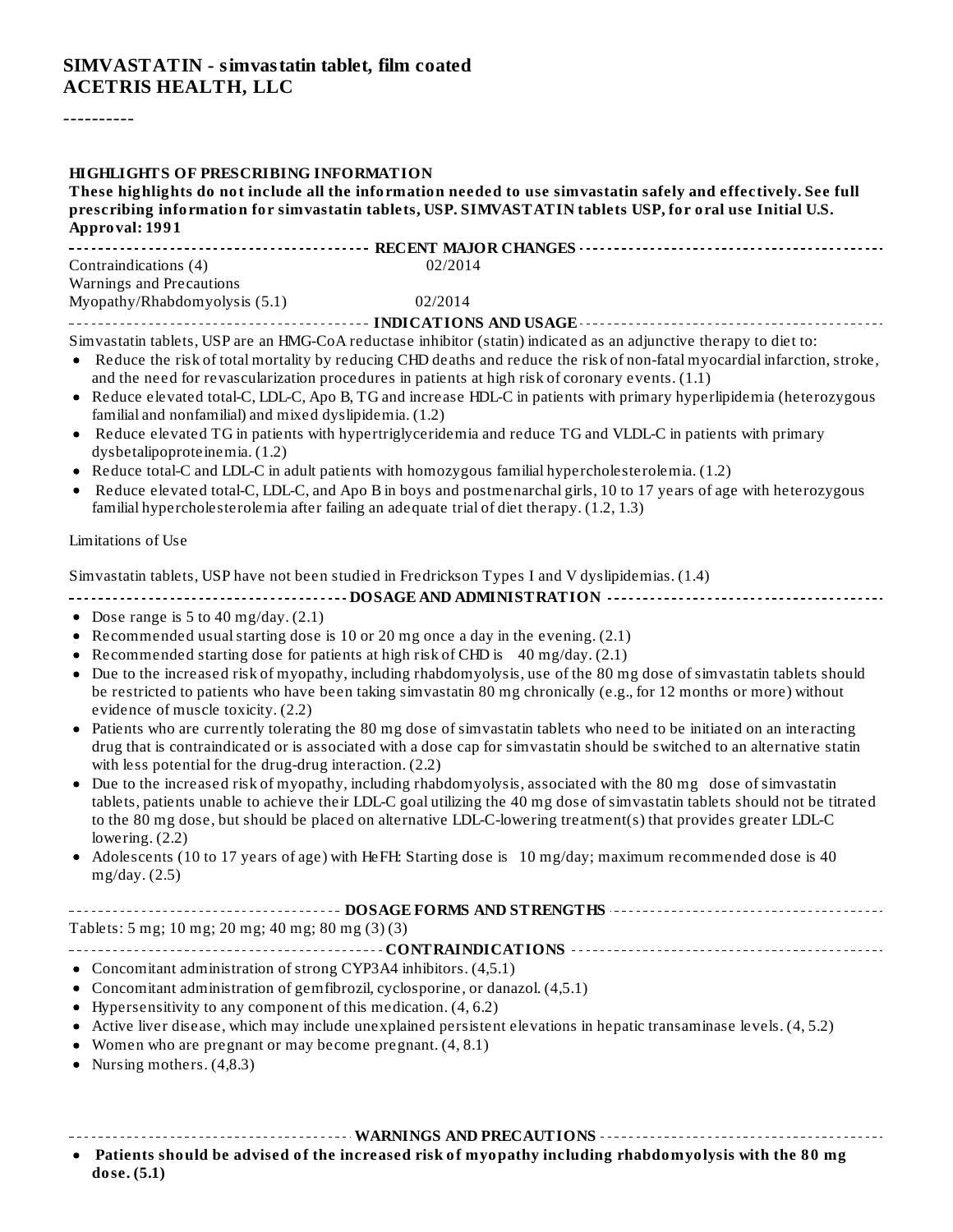# SIMVASTATIN - simvastatin tablet, film coated
## ACETRIS HEALTH, LLC

----------

### HIGHLIGHTS OF PRESCRIBING INFORMATION

**These highlights do not include all the information needed to use simvastatin safely and effectively. See full prescribing information for simvastatin tablets, USP. SIMVASTATIN tablets USP, for oral use Initial U.S. Approval: 1991**

#### RECENT MAJOR CHANGES

| | |
|---|---|
| Contraindications (4) | 02/2014 |
| Warnings and Precautions Myopathy/Rhabdomyolysis (5.1) | 02/2014 |

#### INDICATIONS AND USAGE

Simvastatin tablets, USP are an HMG-CoA reductase inhibitor (statin) indicated as an adjunctive therapy to diet to:

- Reduce the risk of total mortality by reducing CHD deaths and reduce the risk of non-fatal myocardial infarction, stroke, and the need for revascularization procedures in patients at high risk of coronary events. (1.1)
- Reduce elevated total-C, LDL-C, Apo B, TG and increase HDL-C in patients with primary hyperlipidemia (heterozygous familial and nonfamilial) and mixed dyslipidemia. (1.2)
- Reduce elevated TG in patients with hypertriglyceridemia and reduce TG and VLDL-C in patients with primary dysbetalipoproteinemia. (1.2)
- Reduce total-C and LDL-C in adult patients with homozygous familial hypercholesterolemia. (1.2)
- Reduce elevated total-C, LDL-C, and Apo B in boys and postmenarchal girls, 10 to 17 years of age with heterozygous familial hypercholesterolemia after failing an adequate trial of diet therapy. (1.2, 1.3)

Limitations of Use

Simvastatin tablets, USP have not been studied in Fredrickson Types I and V dyslipidemias. (1.4)

#### DOSAGE AND ADMINISTRATION

- Dose range is 5 to 40 mg/day. (2.1)
- Recommended usual starting dose is 10 or 20 mg once a day in the evening. (2.1)
- Recommended starting dose for patients at high risk of CHD is 40 mg/day. (2.1)
- Due to the increased risk of myopathy, including rhabdomyolysis, use of the 80 mg dose of simvastatin tablets should be restricted to patients who have been taking simvastatin 80 mg chronically (e.g., for 12 months or more) without evidence of muscle toxicity. (2.2)
- Patients who are currently tolerating the 80 mg dose of simvastatin tablets who need to be initiated on an interacting drug that is contraindicated or is associated with a dose cap for simvastatin should be switched to an alternative statin with less potential for the drug-drug interaction. (2.2)
- Due to the increased risk of myopathy, including rhabdomyolysis, associated with the 80 mg dose of simvastatin tablets, patients unable to achieve their LDL-C goal utilizing the 40 mg dose of simvastatin tablets should not be titrated to the 80 mg dose, but should be placed on alternative LDL-C-lowering treatment(s) that provides greater LDL-C lowering. (2.2)
- Adolescents (10 to 17 years of age) with HeFH: Starting dose is 10 mg/day; maximum recommended dose is 40 mg/day. (2.5)

#### DOSAGE FORMS AND STRENGTHS

Tablets: 5 mg; 10 mg; 20 mg; 40 mg; 80 mg (3) (3)

#### CONTRAINDICATIONS

- Concomitant administration of strong CYP3A4 inhibitors. (4,5.1)
- Concomitant administration of gemfibrozil, cyclosporine, or danazol. (4,5.1)
- Hypersensitivity to any component of this medication. (4, 6.2)
- Active liver disease, which may include unexplained persistent elevations in hepatic transaminase levels. (4, 5.2)
- Women who are pregnant or may become pregnant. (4, 8.1)
- Nursing mothers. (4,8.3)

#### WARNINGS AND PRECAUTIONS

- **Patients should be advised of the increased risk of myopathy including rhabdomyolysis with the 80 mg dose. (5.1)**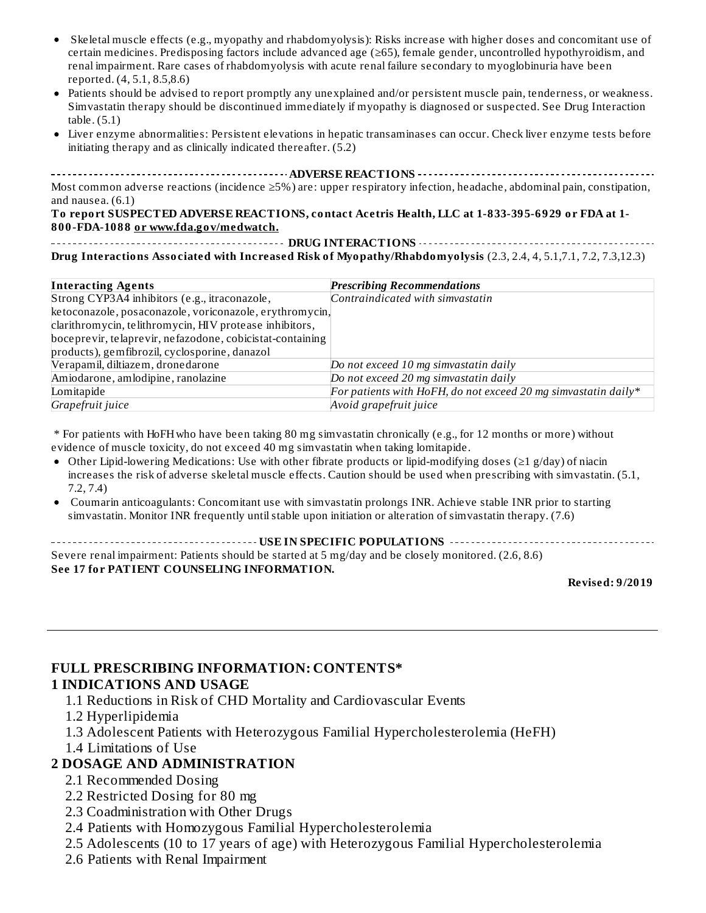- Skeletal muscle effects (e.g., myopathy and rhabdomyolysis): Risks increase with higher doses and concomitant use of certain medicines. Predisposing factors include advanced age (≥65), female gender, uncontrolled hypothyroidism, and renal impairment. Rare cases of rhabdomyolysis with acute renal failure secondary to myoglobinuria have been reported. (4, 5.1, 8.5,8.6)
- Patients should be advised to report promptly any unexplained and/or persistent muscle pain, tenderness, or weakness. Simvastatin therapy should be discontinued immediately if myopathy is diagnosed or suspected. See Drug Interaction table. (5.1)
- Liver enzyme abnormalities: Persistent elevations in hepatic transaminases can occur. Check liver enzyme tests before initiating therapy and as clinically indicated thereafter. (5.2)

## ADVERSE REACTIONS

Most common adverse reactions (incidence ≥5%) are: upper respiratory infection, headache, abdominal pain, constipation, and nausea. (6.1)

**To report SUSPECTED ADVERSE REACTIONS, contact Acetris Health, LLC at 1-833-395-6929 or FDA at 1-800-FDA-1088 or www.fda.gov/medwatch.**

## DRUG INTERACTIONS

**Drug Interactions Associated with Increased Risk of Myopathy/Rhabdomyolysis** (2.3, 2.4, 4, 5.1,7.1, 7.2, 7.3,12.3)

| **Interacting Agents** | ***Prescribing Recommendations*** |
|---|---|
| Strong CYP3A4 inhibitors (e.g., itraconazole, ketoconazole, posaconazole, voriconazole, erythromycin, clarithromycin, telithromycin, HIV protease inhibitors, boceprevir, telaprevir, nefazodone, cobicistat-containing products), gemfibrozil, cyclosporine, danazol | *Contraindicated with simvastatin* |
| Verapamil, diltiazem, dronedarone | *Do not exceed 10 mg simvastatin daily* |
| Amiodarone, amlodipine, ranolazine | *Do not exceed 20 mg simvastatin daily* |
| Lomitapide | *For patients with HoFH, do not exceed 20 mg simvastatin daily** |
| *Grapefruit juice* | *Avoid grapefruit juice* |

* For patients with HoFH who have been taking 80 mg simvastatin chronically (e.g., for 12 months or more) without evidence of muscle toxicity, do not exceed 40 mg simvastatin when taking lomitapide.

- Other Lipid-lowering Medications: Use with other fibrate products or lipid-modifying doses (≥1 g/day) of niacin increases the risk of adverse skeletal muscle effects. Caution should be used when prescribing with simvastatin. (5.1, 7.2, 7.4)
- Coumarin anticoagulants: Concomitant use with simvastatin prolongs INR. Achieve stable INR prior to starting simvastatin. Monitor INR frequently until stable upon initiation or alteration of simvastatin therapy. (7.6)

## USE IN SPECIFIC POPULATIONS

Severe renal impairment: Patients should be started at 5 mg/day and be closely monitored. (2.6, 8.6)

**See 17 for PATIENT COUNSELING INFORMATION.**

**Revised: 9/2019**

---

# FULL PRESCRIBING INFORMATION: CONTENTS*

## 1 INDICATIONS AND USAGE

1.1 Reductions in Risk of CHD Mortality and Cardiovascular Events

1.2 Hyperlipidemia

1.3 Adolescent Patients with Heterozygous Familial Hypercholesterolemia (HeFH)

1.4 Limitations of Use

## 2 DOSAGE AND ADMINISTRATION

2.1 Recommended Dosing

2.2 Restricted Dosing for 80 mg

2.3 Coadministration with Other Drugs

2.4 Patients with Homozygous Familial Hypercholesterolemia

2.5 Adolescents (10 to 17 years of age) with Heterozygous Familial Hypercholesterolemia

2.6 Patients with Renal Impairment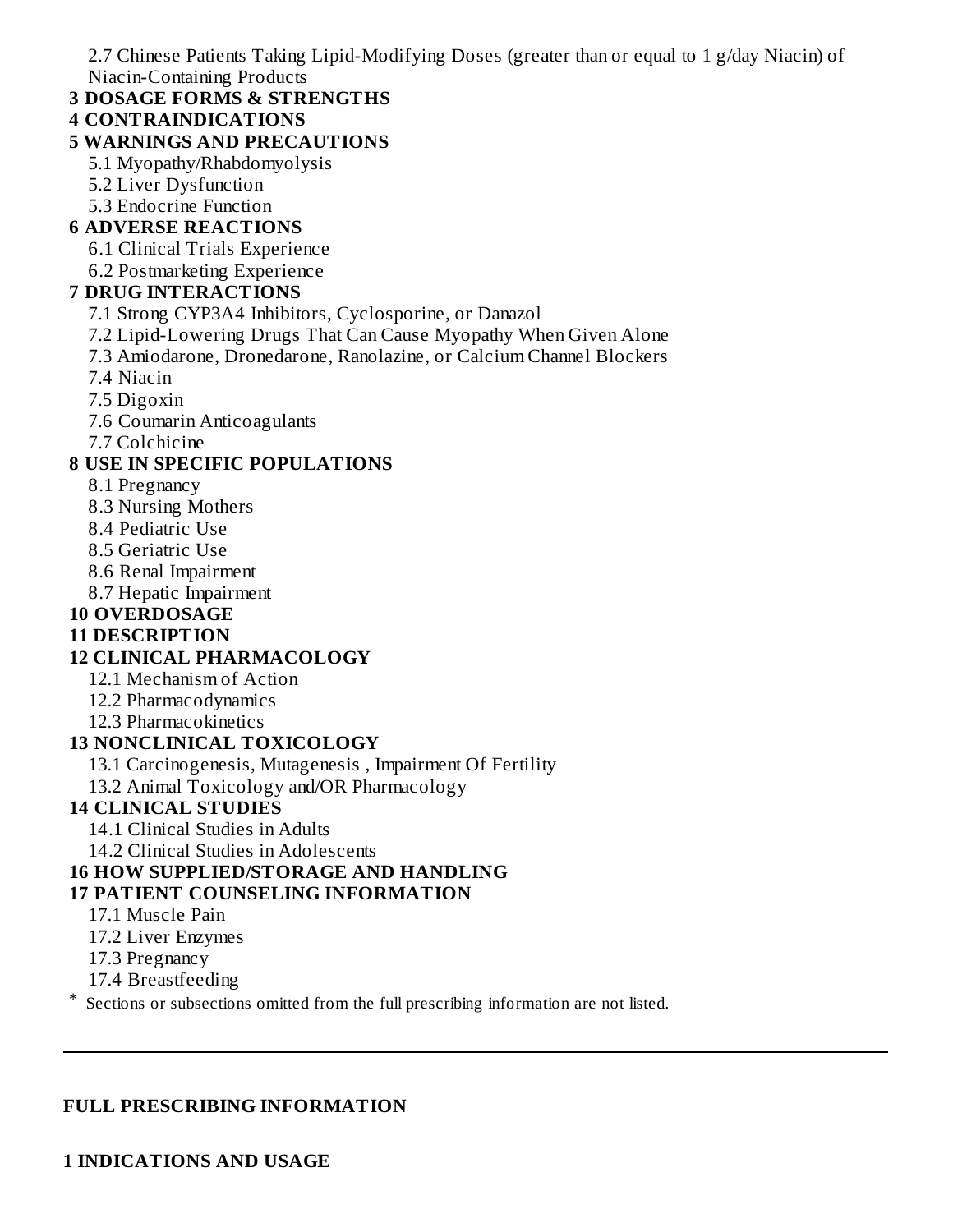2.7 Chinese Patients Taking Lipid-Modifying Doses (greater than or equal to 1 g/day Niacin) of Niacin-Containing Products

**3 DOSAGE FORMS & STRENGTHS**

**4 CONTRAINDICATIONS**

**5 WARNINGS AND PRECAUTIONS**

5.1 Myopathy/Rhabdomyolysis

5.2 Liver Dysfunction

5.3 Endocrine Function

**6 ADVERSE REACTIONS**

6.1 Clinical Trials Experience

6.2 Postmarketing Experience

**7 DRUG INTERACTIONS**

7.1 Strong CYP3A4 Inhibitors, Cyclosporine, or Danazol

7.2 Lipid-Lowering Drugs That Can Cause Myopathy When Given Alone

7.3 Amiodarone, Dronedarone, Ranolazine, or Calcium Channel Blockers

7.4 Niacin

7.5 Digoxin

7.6 Coumarin Anticoagulants

7.7 Colchicine

**8 USE IN SPECIFIC POPULATIONS**

8.1 Pregnancy

8.3 Nursing Mothers

8.4 Pediatric Use

8.5 Geriatric Use

8.6 Renal Impairment

8.7 Hepatic Impairment

**10 OVERDOSAGE**

**11 DESCRIPTION**

**12 CLINICAL PHARMACOLOGY**

12.1 Mechanism of Action

12.2 Pharmacodynamics

12.3 Pharmacokinetics

**13 NONCLINICAL TOXICOLOGY**

13.1 Carcinogenesis, Mutagenesis , Impairment Of Fertility

13.2 Animal Toxicology and/OR Pharmacology

**14 CLINICAL STUDIES**

14.1 Clinical Studies in Adults

14.2 Clinical Studies in Adolescents

**16 HOW SUPPLIED/STORAGE AND HANDLING**

**17 PATIENT COUNSELING INFORMATION**

17.1 Muscle Pain

17.2 Liver Enzymes

17.3 Pregnancy

17.4 Breastfeeding

\* Sections or subsections omitted from the full prescribing information are not listed.

---

## FULL PRESCRIBING INFORMATION

## 1 INDICATIONS AND USAGE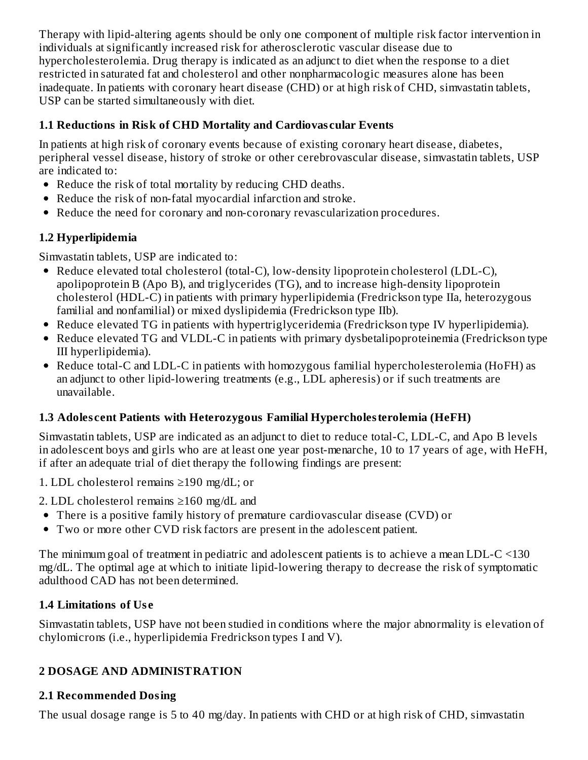Therapy with lipid-altering agents should be only one component of multiple risk factor intervention in individuals at significantly increased risk for atherosclerotic vascular disease due to hypercholesterolemia. Drug therapy is indicated as an adjunct to diet when the response to a diet restricted in saturated fat and cholesterol and other nonpharmacologic measures alone has been inadequate. In patients with coronary heart disease (CHD) or at high risk of CHD, simvastatin tablets, USP can be started simultaneously with diet.

### 1.1 Reductions in Risk of CHD Mortality and Cardiovascular Events

In patients at high risk of coronary events because of existing coronary heart disease, diabetes, peripheral vessel disease, history of stroke or other cerebrovascular disease, simvastatin tablets, USP are indicated to:

- Reduce the risk of total mortality by reducing CHD deaths.
- Reduce the risk of non-fatal myocardial infarction and stroke.
- Reduce the need for coronary and non-coronary revascularization procedures.

### 1.2 Hyperlipidemia

Simvastatin tablets, USP are indicated to:

- Reduce elevated total cholesterol (total-C), low-density lipoprotein cholesterol (LDL-C), apolipoprotein B (Apo B), and triglycerides (TG), and to increase high-density lipoprotein cholesterol (HDL-C) in patients with primary hyperlipidemia (Fredrickson type IIa, heterozygous familial and nonfamilial) or mixed dyslipidemia (Fredrickson type IIb).
- Reduce elevated TG in patients with hypertriglyceridemia (Fredrickson type IV hyperlipidemia).
- Reduce elevated TG and VLDL-C in patients with primary dysbetalipoproteinemia (Fredrickson type III hyperlipidemia).
- Reduce total-C and LDL-C in patients with homozygous familial hypercholesterolemia (HoFH) as an adjunct to other lipid-lowering treatments (e.g., LDL apheresis) or if such treatments are unavailable.

### 1.3 Adolescent Patients with Heterozygous Familial Hypercholesterolemia (HeFH)

Simvastatin tablets, USP are indicated as an adjunct to diet to reduce total-C, LDL-C, and Apo B levels in adolescent boys and girls who are at least one year post-menarche, 10 to 17 years of age, with HeFH, if after an adequate trial of diet therapy the following findings are present:

1. LDL cholesterol remains ≥190 mg/dL; or
2. LDL cholesterol remains ≥160 mg/dL and
   - There is a positive family history of premature cardiovascular disease (CVD) or
   - Two or more other CVD risk factors are present in the adolescent patient.

The minimum goal of treatment in pediatric and adolescent patients is to achieve a mean LDL-C <130 mg/dL. The optimal age at which to initiate lipid-lowering therapy to decrease the risk of symptomatic adulthood CAD has not been determined.

### 1.4 Limitations of Use

Simvastatin tablets, USP have not been studied in conditions where the major abnormality is elevation of chylomicrons (i.e., hyperlipidemia Fredrickson types I and V).

## 2 DOSAGE AND ADMINISTRATION

### 2.1 Recommended Dosing

The usual dosage range is 5 to 40 mg/day. In patients with CHD or at high risk of CHD, simvastatin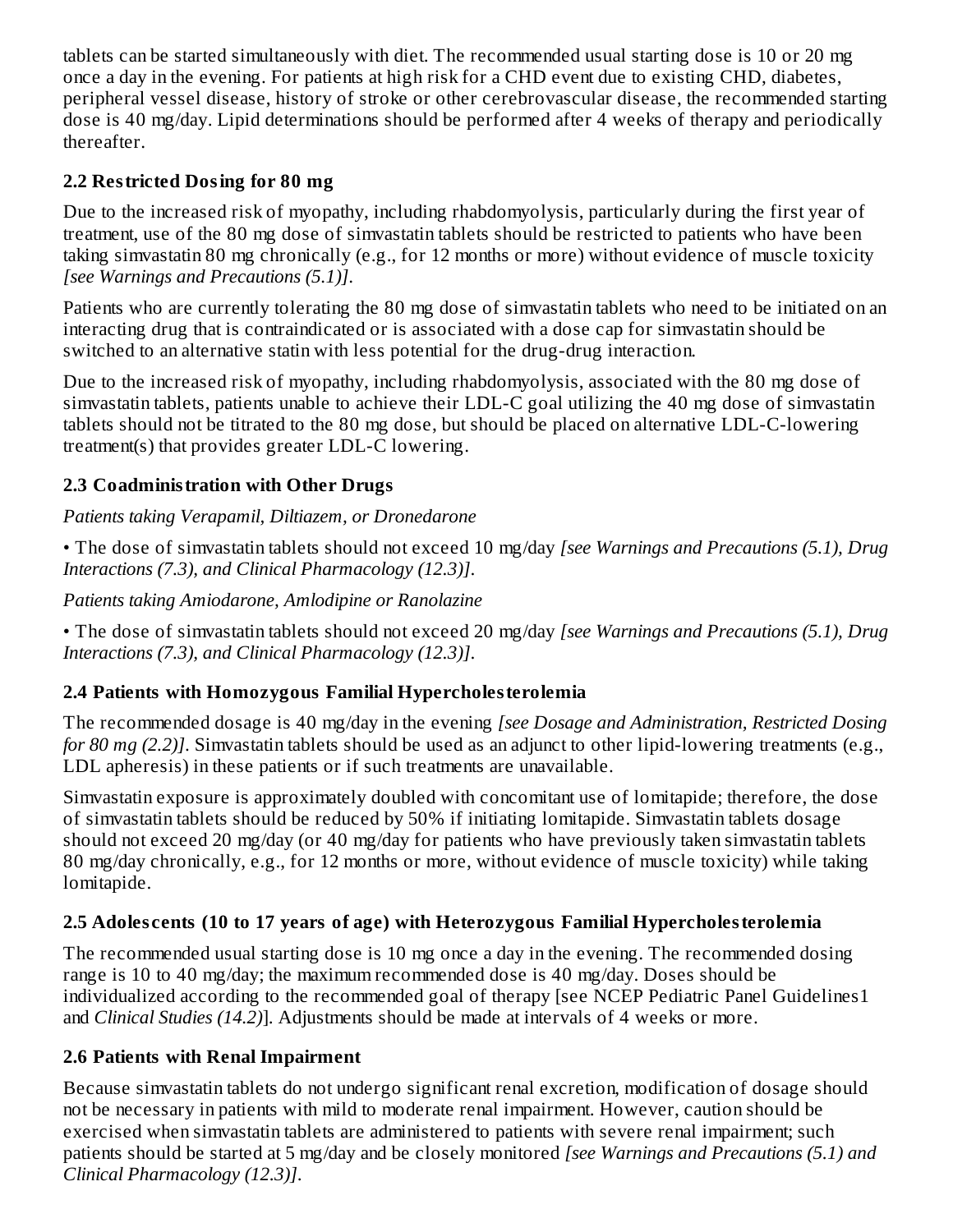tablets can be started simultaneously with diet. The recommended usual starting dose is 10 or 20 mg once a day in the evening. For patients at high risk for a CHD event due to existing CHD, diabetes, peripheral vessel disease, history of stroke or other cerebrovascular disease, the recommended starting dose is 40 mg/day. Lipid determinations should be performed after 4 weeks of therapy and periodically thereafter.

## 2.2 Restricted Dosing for 80 mg

Due to the increased risk of myopathy, including rhabdomyolysis, particularly during the first year of treatment, use of the 80 mg dose of simvastatin tablets should be restricted to patients who have been taking simvastatin 80 mg chronically (e.g., for 12 months or more) without evidence of muscle toxicity *[see Warnings and Precautions (5.1)]*.

Patients who are currently tolerating the 80 mg dose of simvastatin tablets who need to be initiated on an interacting drug that is contraindicated or is associated with a dose cap for simvastatin should be switched to an alternative statin with less potential for the drug-drug interaction.

Due to the increased risk of myopathy, including rhabdomyolysis, associated with the 80 mg dose of simvastatin tablets, patients unable to achieve their LDL-C goal utilizing the 40 mg dose of simvastatin tablets should not be titrated to the 80 mg dose, but should be placed on alternative LDL-C-lowering treatment(s) that provides greater LDL-C lowering.

## 2.3 Coadministration with Other Drugs

*Patients taking Verapamil, Diltiazem, or Dronedarone*

• The dose of simvastatin tablets should not exceed 10 mg/day *[see Warnings and Precautions (5.1), Drug Interactions (7.3), and Clinical Pharmacology (12.3)]*.

*Patients taking Amiodarone, Amlodipine or Ranolazine*

• The dose of simvastatin tablets should not exceed 20 mg/day *[see Warnings and Precautions (5.1), Drug Interactions (7.3), and Clinical Pharmacology (12.3)]*.

## 2.4 Patients with Homozygous Familial Hypercholesterolemia

The recommended dosage is 40 mg/day in the evening *[see Dosage and Administration, Restricted Dosing for 80 mg (2.2)]*. Simvastatin tablets should be used as an adjunct to other lipid-lowering treatments (e.g., LDL apheresis) in these patients or if such treatments are unavailable.

Simvastatin exposure is approximately doubled with concomitant use of lomitapide; therefore, the dose of simvastatin tablets should be reduced by 50% if initiating lomitapide. Simvastatin tablets dosage should not exceed 20 mg/day (or 40 mg/day for patients who have previously taken simvastatin tablets 80 mg/day chronically, e.g., for 12 months or more, without evidence of muscle toxicity) while taking lomitapide.

## 2.5 Adolescents (10 to 17 years of age) with Heterozygous Familial Hypercholesterolemia

The recommended usual starting dose is 10 mg once a day in the evening. The recommended dosing range is 10 to 40 mg/day; the maximum recommended dose is 40 mg/day. Doses should be individualized according to the recommended goal of therapy [see NCEP Pediatric Panel Guidelines1 and *Clinical Studies (14.2)*]. Adjustments should be made at intervals of 4 weeks or more.

## 2.6 Patients with Renal Impairment

Because simvastatin tablets do not undergo significant renal excretion, modification of dosage should not be necessary in patients with mild to moderate renal impairment. However, caution should be exercised when simvastatin tablets are administered to patients with severe renal impairment; such patients should be started at 5 mg/day and be closely monitored *[see Warnings and Precautions (5.1) and Clinical Pharmacology (12.3)]*.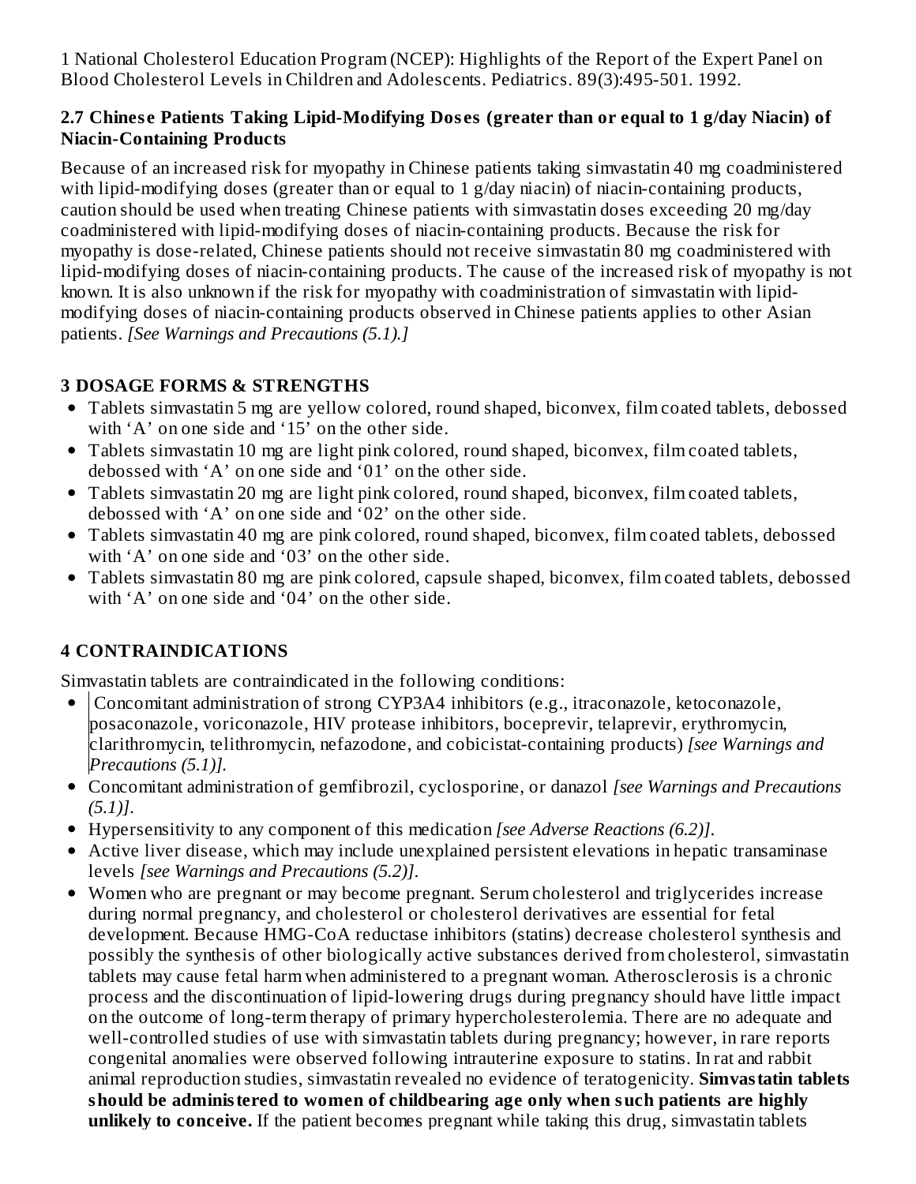1 National Cholesterol Education Program (NCEP): Highlights of the Report of the Expert Panel on Blood Cholesterol Levels in Children and Adolescents. Pediatrics. 89(3):495-501. 1992.

### 2.7 Chinese Patients Taking Lipid-Modifying Doses (greater than or equal to 1 g/day Niacin) of Niacin-Containing Products

Because of an increased risk for myopathy in Chinese patients taking simvastatin 40 mg coadministered with lipid-modifying doses (greater than or equal to 1 g/day niacin) of niacin-containing products, caution should be used when treating Chinese patients with simvastatin doses exceeding 20 mg/day coadministered with lipid-modifying doses of niacin-containing products. Because the risk for myopathy is dose-related, Chinese patients should not receive simvastatin 80 mg coadministered with lipid-modifying doses of niacin-containing products. The cause of the increased risk of myopathy is not known. It is also unknown if the risk for myopathy with coadministration of simvastatin with lipid-modifying doses of niacin-containing products observed in Chinese patients applies to other Asian patients. *[See Warnings and Precautions (5.1).]*

## 3 DOSAGE FORMS & STRENGTHS

- Tablets simvastatin 5 mg are yellow colored, round shaped, biconvex, film coated tablets, debossed with 'A' on one side and '15' on the other side.
- Tablets simvastatin 10 mg are light pink colored, round shaped, biconvex, film coated tablets, debossed with 'A' on one side and '01' on the other side.
- Tablets simvastatin 20 mg are light pink colored, round shaped, biconvex, film coated tablets, debossed with 'A' on one side and '02' on the other side.
- Tablets simvastatin 40 mg are pink colored, round shaped, biconvex, film coated tablets, debossed with 'A' on one side and '03' on the other side.
- Tablets simvastatin 80 mg are pink colored, capsule shaped, biconvex, film coated tablets, debossed with 'A' on one side and '04' on the other side.

## 4 CONTRAINDICATIONS

Simvastatin tablets are contraindicated in the following conditions:

- Concomitant administration of strong CYP3A4 inhibitors (e.g., itraconazole, ketoconazole, posaconazole, voriconazole, HIV protease inhibitors, boceprevir, telaprevir, erythromycin, clarithromycin, telithromycin, nefazodone, and cobicistat-containing products) *[see Warnings and Precautions (5.1)]*.
- Concomitant administration of gemfibrozil, cyclosporine, or danazol *[see Warnings and Precautions (5.1)]*.
- Hypersensitivity to any component of this medication *[see Adverse Reactions (6.2)]*.
- Active liver disease, which may include unexplained persistent elevations in hepatic transaminase levels *[see Warnings and Precautions (5.2)]*.
- Women who are pregnant or may become pregnant. Serum cholesterol and triglycerides increase during normal pregnancy, and cholesterol or cholesterol derivatives are essential for fetal development. Because HMG-CoA reductase inhibitors (statins) decrease cholesterol synthesis and possibly the synthesis of other biologically active substances derived from cholesterol, simvastatin tablets may cause fetal harm when administered to a pregnant woman. Atherosclerosis is a chronic process and the discontinuation of lipid-lowering drugs during pregnancy should have little impact on the outcome of long-term therapy of primary hypercholesterolemia. There are no adequate and well-controlled studies of use with simvastatin tablets during pregnancy; however, in rare reports congenital anomalies were observed following intrauterine exposure to statins. In rat and rabbit animal reproduction studies, simvastatin revealed no evidence of teratogenicity. **Simvastatin tablets should be administered to women of childbearing age only when such patients are highly unlikely to conceive.** If the patient becomes pregnant while taking this drug, simvastatin tablets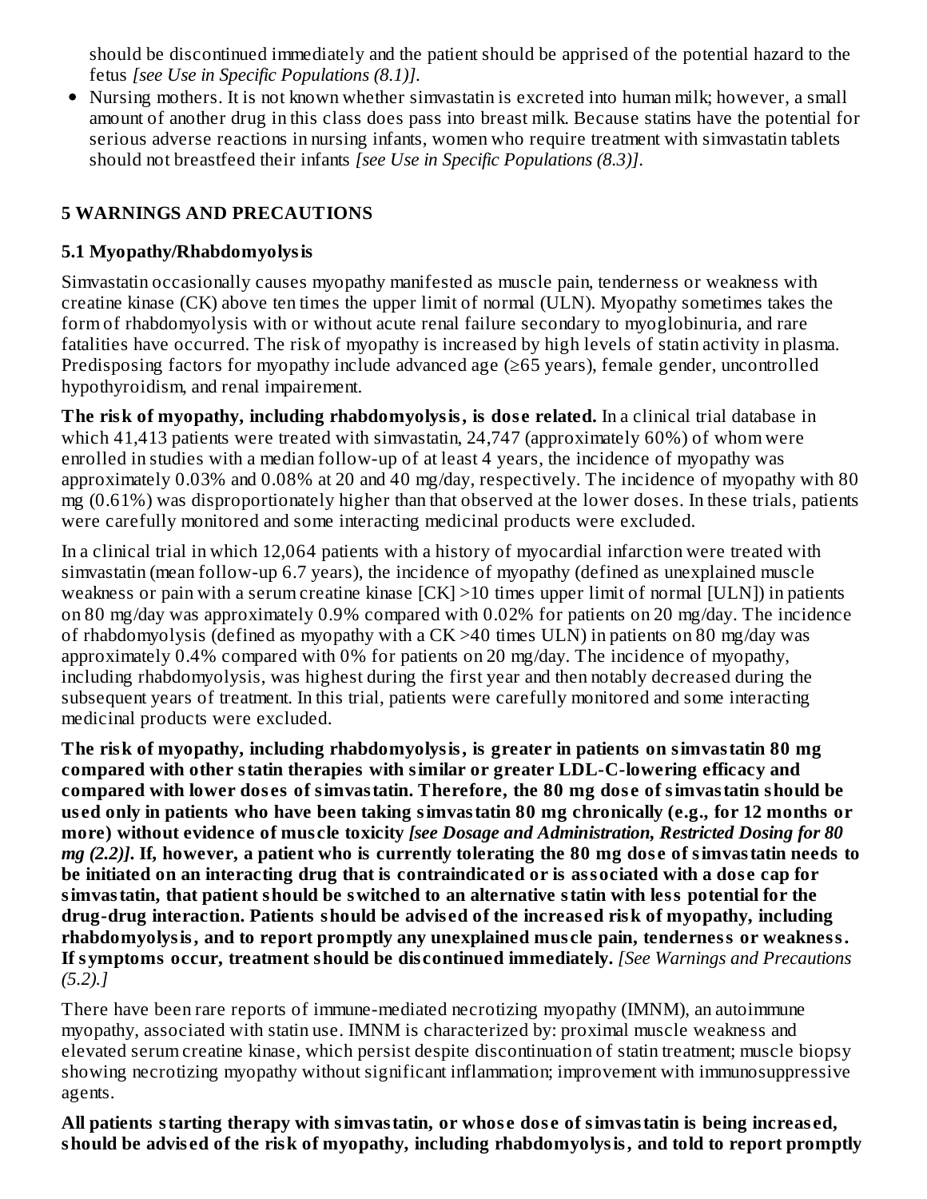should be discontinued immediately and the patient should be apprised of the potential hazard to the fetus *[see Use in Specific Populations (8.1)]*.

- Nursing mothers. It is not known whether simvastatin is excreted into human milk; however, a small amount of another drug in this class does pass into breast milk. Because statins have the potential for serious adverse reactions in nursing infants, women who require treatment with simvastatin tablets should not breastfeed their infants *[see Use in Specific Populations (8.3)]*.

## 5 WARNINGS AND PRECAUTIONS

### 5.1 Myopathy/Rhabdomyolysis

Simvastatin occasionally causes myopathy manifested as muscle pain, tenderness or weakness with creatine kinase (CK) above ten times the upper limit of normal (ULN). Myopathy sometimes takes the form of rhabdomyolysis with or without acute renal failure secondary to myoglobinuria, and rare fatalities have occurred. The risk of myopathy is increased by high levels of statin activity in plasma. Predisposing factors for myopathy include advanced age (≥65 years), female gender, uncontrolled hypothyroidism, and renal impairement.

**The risk of myopathy, including rhabdomyolysis, is dose related.** In a clinical trial database in which 41,413 patients were treated with simvastatin, 24,747 (approximately 60%) of whom were enrolled in studies with a median follow-up of at least 4 years, the incidence of myopathy was approximately 0.03% and 0.08% at 20 and 40 mg/day, respectively. The incidence of myopathy with 80 mg (0.61%) was disproportionately higher than that observed at the lower doses. In these trials, patients were carefully monitored and some interacting medicinal products were excluded.

In a clinical trial in which 12,064 patients with a history of myocardial infarction were treated with simvastatin (mean follow-up 6.7 years), the incidence of myopathy (defined as unexplained muscle weakness or pain with a serum creatine kinase [CK] >10 times upper limit of normal [ULN]) in patients on 80 mg/day was approximately 0.9% compared with 0.02% for patients on 20 mg/day. The incidence of rhabdomyolysis (defined as myopathy with a CK >40 times ULN) in patients on 80 mg/day was approximately 0.4% compared with 0% for patients on 20 mg/day. The incidence of myopathy, including rhabdomyolysis, was highest during the first year and then notably decreased during the subsequent years of treatment. In this trial, patients were carefully monitored and some interacting medicinal products were excluded.

**The risk of myopathy, including rhabdomyolysis, is greater in patients on simvastatin 80 mg compared with other statin therapies with similar or greater LDL-C-lowering efficacy and compared with lower doses of simvastatin. Therefore, the 80 mg dose of simvastatin should be used only in patients who have been taking simvastatin 80 mg chronically (e.g., for 12 months or more) without evidence of muscle toxicity *[see Dosage and Administration, Restricted Dosing for 80 mg (2.2)]*. If, however, a patient who is currently tolerating the 80 mg dose of simvastatin needs to be initiated on an interacting drug that is contraindicated or is associated with a dose cap for simvastatin, that patient should be switched to an alternative statin with less potential for the drug-drug interaction. Patients should be advised of the increased risk of myopathy, including rhabdomyolysis, and to report promptly any unexplained muscle pain, tenderness or weakness. If symptoms occur, treatment should be discontinued immediately.** *[See Warnings and Precautions (5.2).]*

There have been rare reports of immune-mediated necrotizing myopathy (IMNM), an autoimmune myopathy, associated with statin use. IMNM is characterized by: proximal muscle weakness and elevated serum creatine kinase, which persist despite discontinuation of statin treatment; muscle biopsy showing necrotizing myopathy without significant inflammation; improvement with immunosuppressive agents.

**All patients starting therapy with simvastatin, or whose dose of simvastatin is being increased, should be advised of the risk of myopathy, including rhabdomyolysis, and told to report promptly**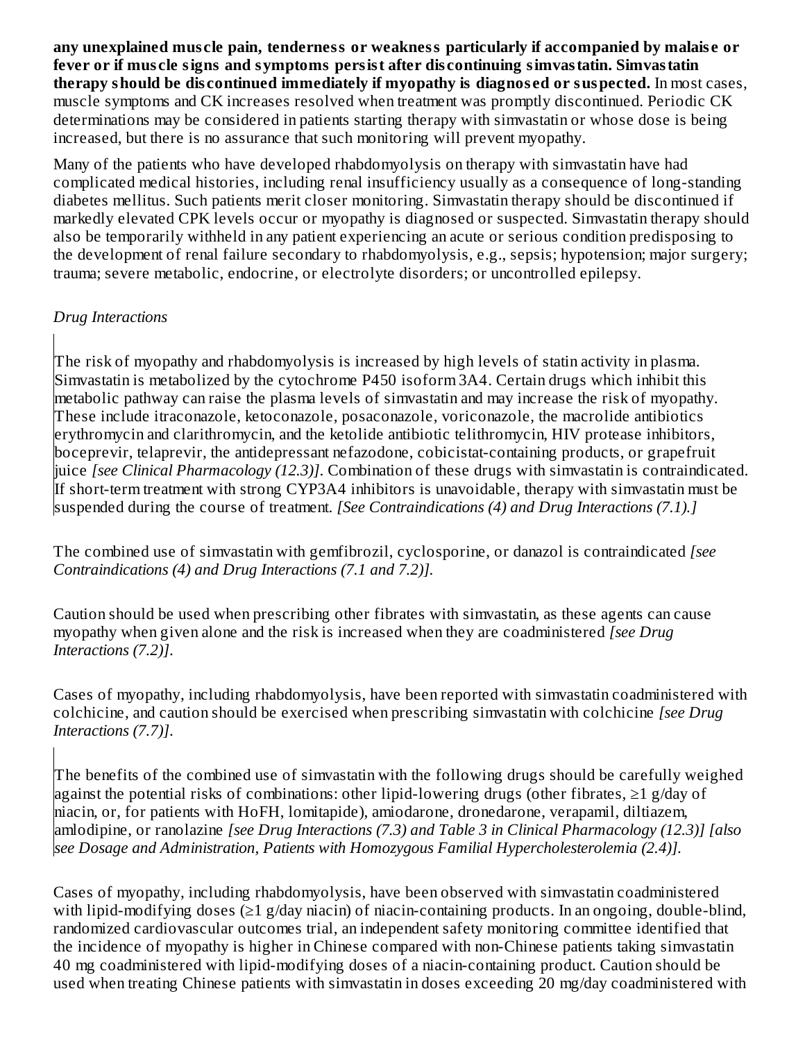**any unexplained muscle pain, tenderness or weakness particularly if accompanied by malaise or fever or if muscle signs and symptoms persist after discontinuing simvastatin. Simvastatin therapy should be discontinued immediately if myopathy is diagnosed or suspected.** In most cases, muscle symptoms and CK increases resolved when treatment was promptly discontinued. Periodic CK determinations may be considered in patients starting therapy with simvastatin or whose dose is being increased, but there is no assurance that such monitoring will prevent myopathy.

Many of the patients who have developed rhabdomyolysis on therapy with simvastatin have had complicated medical histories, including renal insufficiency usually as a consequence of long-standing diabetes mellitus. Such patients merit closer monitoring. Simvastatin therapy should be discontinued if markedly elevated CPK levels occur or myopathy is diagnosed or suspected. Simvastatin therapy should also be temporarily withheld in any patient experiencing an acute or serious condition predisposing to the development of renal failure secondary to rhabdomyolysis, e.g., sepsis; hypotension; major surgery; trauma; severe metabolic, endocrine, or electrolyte disorders; or uncontrolled epilepsy.

*Drug Interactions*

The risk of myopathy and rhabdomyolysis is increased by high levels of statin activity in plasma. Simvastatin is metabolized by the cytochrome P450 isoform 3A4. Certain drugs which inhibit this metabolic pathway can raise the plasma levels of simvastatin and may increase the risk of myopathy. These include itraconazole, ketoconazole, posaconazole, voriconazole, the macrolide antibiotics erythromycin and clarithromycin, and the ketolide antibiotic telithromycin, HIV protease inhibitors, boceprevir, telaprevir, the antidepressant nefazodone, cobicistat-containing products, or grapefruit juice *[see Clinical Pharmacology (12.3)]*. Combination of these drugs with simvastatin is contraindicated. If short-term treatment with strong CYP3A4 inhibitors is unavoidable, therapy with simvastatin must be suspended during the course of treatment. *[See Contraindications (4) and Drug Interactions (7.1).]*

The combined use of simvastatin with gemfibrozil, cyclosporine, or danazol is contraindicated *[see Contraindications (4) and Drug Interactions (7.1 and 7.2)]*.

Caution should be used when prescribing other fibrates with simvastatin, as these agents can cause myopathy when given alone and the risk is increased when they are coadministered *[see Drug Interactions (7.2)]*.

Cases of myopathy, including rhabdomyolysis, have been reported with simvastatin coadministered with colchicine, and caution should be exercised when prescribing simvastatin with colchicine *[see Drug Interactions (7.7)]*.

The benefits of the combined use of simvastatin with the following drugs should be carefully weighed against the potential risks of combinations: other lipid-lowering drugs (other fibrates, ≥1 g/day of niacin, or, for patients with HoFH, lomitapide), amiodarone, dronedarone, verapamil, diltiazem, amlodipine, or ranolazine *[see Drug Interactions (7.3) and Table 3 in Clinical Pharmacology (12.3)] [also see Dosage and Administration, Patients with Homozygous Familial Hypercholesterolemia (2.4)]*.

Cases of myopathy, including rhabdomyolysis, have been observed with simvastatin coadministered with lipid-modifying doses (≥1 g/day niacin) of niacin-containing products. In an ongoing, double-blind, randomized cardiovascular outcomes trial, an independent safety monitoring committee identified that the incidence of myopathy is higher in Chinese compared with non-Chinese patients taking simvastatin 40 mg coadministered with lipid-modifying doses of a niacin-containing product. Caution should be used when treating Chinese patients with simvastatin in doses exceeding 20 mg/day coadministered with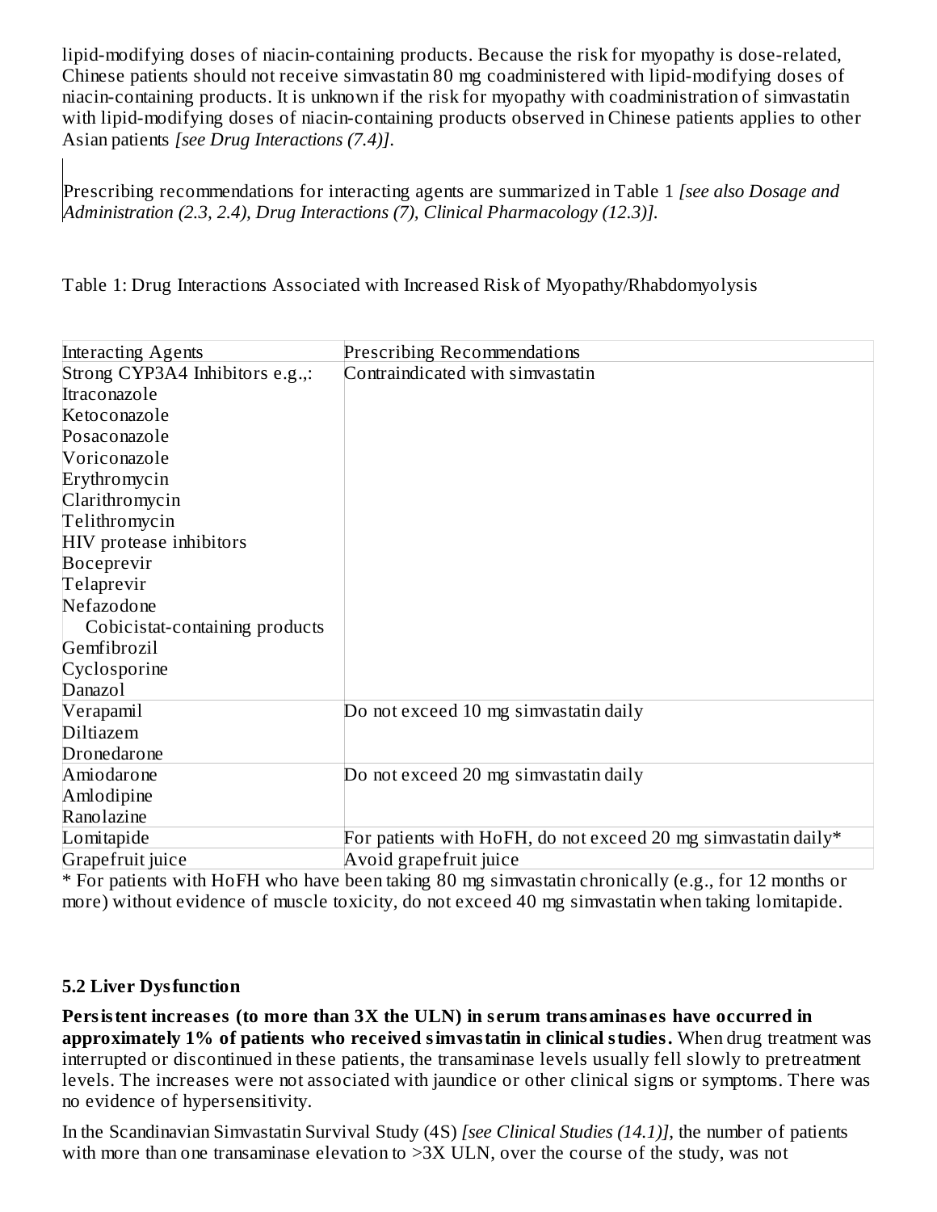lipid-modifying doses of niacin-containing products. Because the risk for myopathy is dose-related, Chinese patients should not receive simvastatin 80 mg coadministered with lipid-modifying doses of niacin-containing products. It is unknown if the risk for myopathy with coadministration of simvastatin with lipid-modifying doses of niacin-containing products observed in Chinese patients applies to other Asian patients *[see Drug Interactions (7.4)]*.

Prescribing recommendations for interacting agents are summarized in Table 1 *[see also Dosage and Administration (2.3, 2.4), Drug Interactions (7), Clinical Pharmacology (12.3)].*

Table 1: Drug Interactions Associated with Increased Risk of Myopathy/Rhabdomyolysis

| Interacting Agents | Prescribing Recommendations |
|---|---|
| Strong CYP3A4 Inhibitors e.g.,:<br>Itraconazole<br>Ketoconazole<br>Posaconazole<br>Voriconazole<br>Erythromycin<br>Clarithromycin<br>Telithromycin<br>HIV protease inhibitors<br>Boceprevir<br>Telaprevir<br>Nefazodone<br>Cobicistat-containing products<br>Gemfibrozil<br>Cyclosporine<br>Danazol | Contraindicated with simvastatin |
| Verapamil<br>Diltiazem<br>Dronedarone | Do not exceed 10 mg simvastatin daily |
| Amiodarone<br>Amlodipine<br>Ranolazine | Do not exceed 20 mg simvastatin daily |
| Lomitapide | For patients with HoFH, do not exceed 20 mg simvastatin daily* |
| Grapefruit juice | Avoid grapefruit juice |

* For patients with HoFH who have been taking 80 mg simvastatin chronically (e.g., for 12 months or more) without evidence of muscle toxicity, do not exceed 40 mg simvastatin when taking lomitapide.

### 5.2 Liver Dysfunction

**Persistent increases (to more than 3X the ULN) in serum transaminases have occurred in approximately 1% of patients who received simvastatin in clinical studies.** When drug treatment was interrupted or discontinued in these patients, the transaminase levels usually fell slowly to pretreatment levels. The increases were not associated with jaundice or other clinical signs or symptoms. There was no evidence of hypersensitivity.

In the Scandinavian Simvastatin Survival Study (4S) *[see Clinical Studies (14.1)]*, the number of patients with more than one transaminase elevation to >3X ULN, over the course of the study, was not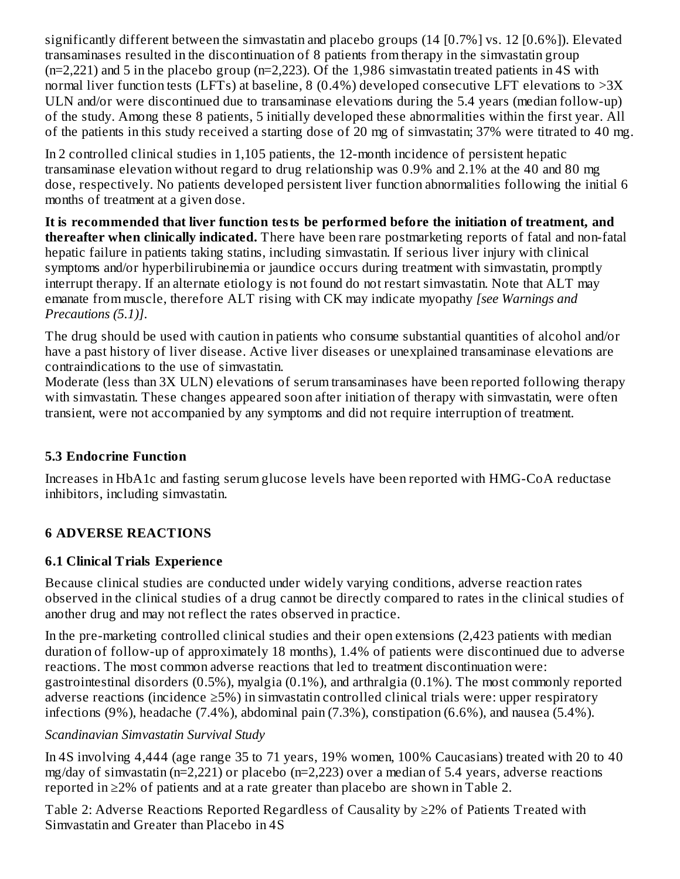significantly different between the simvastatin and placebo groups (14 [0.7%] vs. 12 [0.6%]). Elevated transaminases resulted in the discontinuation of 8 patients from therapy in the simvastatin group (n=2,221) and 5 in the placebo group (n=2,223). Of the 1,986 simvastatin treated patients in 4S with normal liver function tests (LFTs) at baseline, 8 (0.4%) developed consecutive LFT elevations to >3X ULN and/or were discontinued due to transaminase elevations during the 5.4 years (median follow-up) of the study. Among these 8 patients, 5 initially developed these abnormalities within the first year. All of the patients in this study received a starting dose of 20 mg of simvastatin; 37% were titrated to 40 mg.

In 2 controlled clinical studies in 1,105 patients, the 12-month incidence of persistent hepatic transaminase elevation without regard to drug relationship was 0.9% and 2.1% at the 40 and 80 mg dose, respectively. No patients developed persistent liver function abnormalities following the initial 6 months of treatment at a given dose.

**It is recommended that liver function tests be performed before the initiation of treatment, and thereafter when clinically indicated.** There have been rare postmarketing reports of fatal and non-fatal hepatic failure in patients taking statins, including simvastatin. If serious liver injury with clinical symptoms and/or hyperbilirubinemia or jaundice occurs during treatment with simvastatin, promptly interrupt therapy. If an alternate etiology is not found do not restart simvastatin. Note that ALT may emanate from muscle, therefore ALT rising with CK may indicate myopathy *[see Warnings and Precautions (5.1)]*.

The drug should be used with caution in patients who consume substantial quantities of alcohol and/or have a past history of liver disease. Active liver diseases or unexplained transaminase elevations are contraindications to the use of simvastatin.

Moderate (less than 3X ULN) elevations of serum transaminases have been reported following therapy with simvastatin. These changes appeared soon after initiation of therapy with simvastatin, were often transient, were not accompanied by any symptoms and did not require interruption of treatment.

### 5.3 Endocrine Function

Increases in HbA1c and fasting serum glucose levels have been reported with HMG-CoA reductase inhibitors, including simvastatin.

## 6 ADVERSE REACTIONS

### 6.1 Clinical Trials Experience

Because clinical studies are conducted under widely varying conditions, adverse reaction rates observed in the clinical studies of a drug cannot be directly compared to rates in the clinical studies of another drug and may not reflect the rates observed in practice.

In the pre-marketing controlled clinical studies and their open extensions (2,423 patients with median duration of follow-up of approximately 18 months), 1.4% of patients were discontinued due to adverse reactions. The most common adverse reactions that led to treatment discontinuation were: gastrointestinal disorders (0.5%), myalgia (0.1%), and arthralgia (0.1%). The most commonly reported adverse reactions (incidence ≥5%) in simvastatin controlled clinical trials were: upper respiratory infections (9%), headache (7.4%), abdominal pain (7.3%), constipation (6.6%), and nausea (5.4%).

*Scandinavian Simvastatin Survival Study*

In 4S involving 4,444 (age range 35 to 71 years, 19% women, 100% Caucasians) treated with 20 to 40 mg/day of simvastatin (n=2,221) or placebo (n=2,223) over a median of 5.4 years, adverse reactions reported in ≥2% of patients and at a rate greater than placebo are shown in Table 2.

Table 2: Adverse Reactions Reported Regardless of Causality by ≥2% of Patients Treated with Simvastatin and Greater than Placebo in 4S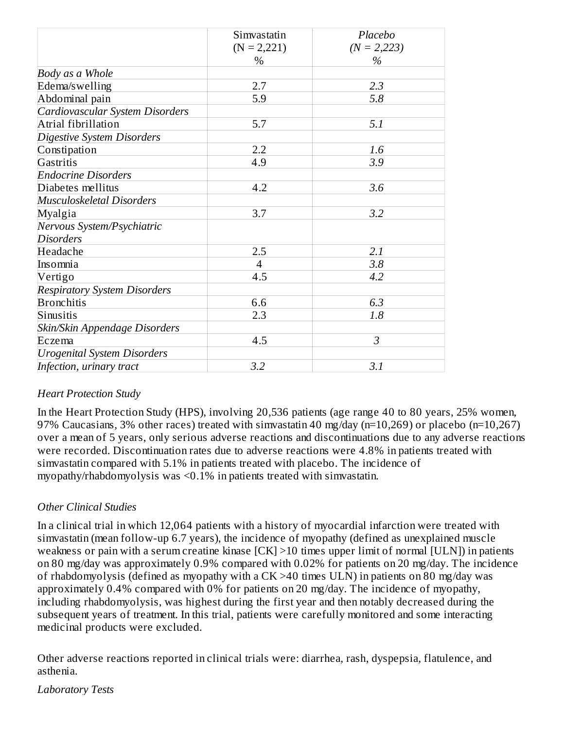| | Simvastatin (N = 2,221) % | *Placebo (N = 2,223) %* |
|---|---|---|
| *Body as a Whole* | | |
| Edema/swelling | 2.7 | *2.3* |
| Abdominal pain | 5.9 | *5.8* |
| *Cardiovascular System Disorders* | | |
| Atrial fibrillation | 5.7 | *5.1* |
| *Digestive System Disorders* | | |
| Constipation | 2.2 | *1.6* |
| Gastritis | 4.9 | *3.9* |
| *Endocrine Disorders* | | |
| Diabetes mellitus | 4.2 | *3.6* |
| *Musculoskeletal Disorders* | | |
| Myalgia | 3.7 | *3.2* |
| *Nervous System/Psychiatric Disorders* | | |
| Headache | 2.5 | *2.1* |
| Insomnia | 4 | *3.8* |
| Vertigo | 4.5 | *4.2* |
| *Respiratory System Disorders* | | |
| Bronchitis | 6.6 | *6.3* |
| Sinusitis | 2.3 | *1.8* |
| *Skin/Skin Appendage Disorders* | | |
| Eczema | 4.5 | *3* |
| *Urogenital System Disorders* | | |
| *Infection, urinary tract* | *3.2* | *3.1* |

*Heart Protection Study*

In the Heart Protection Study (HPS), involving 20,536 patients (age range 40 to 80 years, 25% women, 97% Caucasians, 3% other races) treated with simvastatin 40 mg/day (n=10,269) or placebo (n=10,267) over a mean of 5 years, only serious adverse reactions and discontinuations due to any adverse reactions were recorded. Discontinuation rates due to adverse reactions were 4.8% in patients treated with simvastatin compared with 5.1% in patients treated with placebo. The incidence of myopathy/rhabdomyolysis was <0.1% in patients treated with simvastatin.

*Other Clinical Studies*

In a clinical trial in which 12,064 patients with a history of myocardial infarction were treated with simvastatin (mean follow-up 6.7 years), the incidence of myopathy (defined as unexplained muscle weakness or pain with a serum creatine kinase [CK] >10 times upper limit of normal [ULN]) in patients on 80 mg/day was approximately 0.9% compared with 0.02% for patients on 20 mg/day. The incidence of rhabdomyolysis (defined as myopathy with a CK >40 times ULN) in patients on 80 mg/day was approximately 0.4% compared with 0% for patients on 20 mg/day. The incidence of myopathy, including rhabdomyolysis, was highest during the first year and then notably decreased during the subsequent years of treatment. In this trial, patients were carefully monitored and some interacting medicinal products were excluded.

Other adverse reactions reported in clinical trials were: diarrhea, rash, dyspepsia, flatulence, and asthenia.

*Laboratory Tests*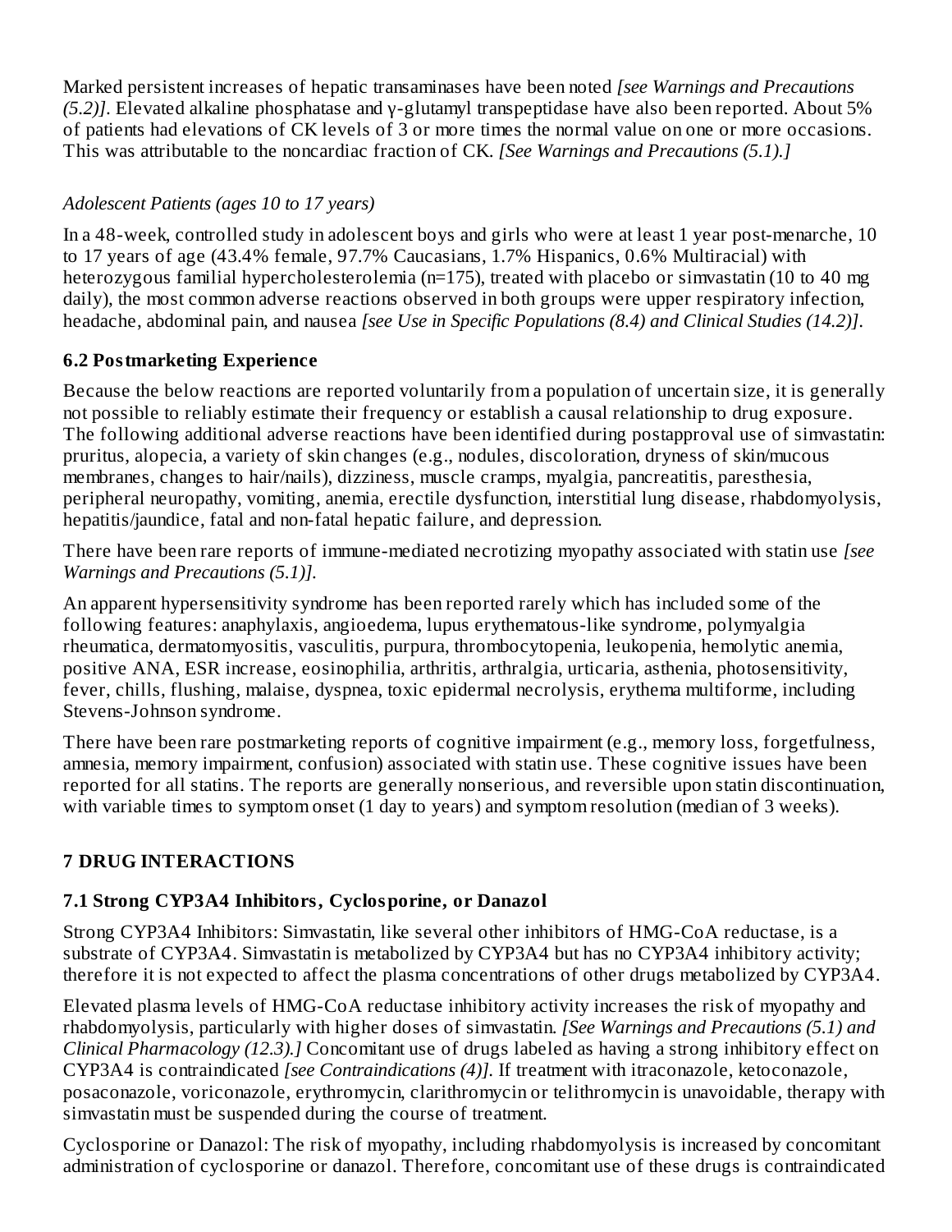Marked persistent increases of hepatic transaminases have been noted *[see Warnings and Precautions (5.2)]*. Elevated alkaline phosphatase and γ-glutamyl transpeptidase have also been reported. About 5% of patients had elevations of CK levels of 3 or more times the normal value on one or more occasions. This was attributable to the noncardiac fraction of CK. *[See Warnings and Precautions (5.1).]*

*Adolescent Patients (ages 10 to 17 years)*

In a 48-week, controlled study in adolescent boys and girls who were at least 1 year post-menarche, 10 to 17 years of age (43.4% female, 97.7% Caucasians, 1.7% Hispanics, 0.6% Multiracial) with heterozygous familial hypercholesterolemia (n=175), treated with placebo or simvastatin (10 to 40 mg daily), the most common adverse reactions observed in both groups were upper respiratory infection, headache, abdominal pain, and nausea *[see Use in Specific Populations (8.4) and Clinical Studies (14.2)]*.

### 6.2 Postmarketing Experience

Because the below reactions are reported voluntarily from a population of uncertain size, it is generally not possible to reliably estimate their frequency or establish a causal relationship to drug exposure. The following additional adverse reactions have been identified during postapproval use of simvastatin: pruritus, alopecia, a variety of skin changes (e.g., nodules, discoloration, dryness of skin/mucous membranes, changes to hair/nails), dizziness, muscle cramps, myalgia, pancreatitis, paresthesia, peripheral neuropathy, vomiting, anemia, erectile dysfunction, interstitial lung disease, rhabdomyolysis, hepatitis/jaundice, fatal and non-fatal hepatic failure, and depression.

There have been rare reports of immune-mediated necrotizing myopathy associated with statin use *[see Warnings and Precautions (5.1)]*.

An apparent hypersensitivity syndrome has been reported rarely which has included some of the following features: anaphylaxis, angioedema, lupus erythematous-like syndrome, polymyalgia rheumatica, dermatomyositis, vasculitis, purpura, thrombocytopenia, leukopenia, hemolytic anemia, positive ANA, ESR increase, eosinophilia, arthritis, arthralgia, urticaria, asthenia, photosensitivity, fever, chills, flushing, malaise, dyspnea, toxic epidermal necrolysis, erythema multiforme, including Stevens-Johnson syndrome.

There have been rare postmarketing reports of cognitive impairment (e.g., memory loss, forgetfulness, amnesia, memory impairment, confusion) associated with statin use. These cognitive issues have been reported for all statins. The reports are generally nonserious, and reversible upon statin discontinuation, with variable times to symptom onset (1 day to years) and symptom resolution (median of 3 weeks).

## 7 DRUG INTERACTIONS

### 7.1 Strong CYP3A4 Inhibitors, Cyclosporine, or Danazol

Strong CYP3A4 Inhibitors: Simvastatin, like several other inhibitors of HMG-CoA reductase, is a substrate of CYP3A4. Simvastatin is metabolized by CYP3A4 but has no CYP3A4 inhibitory activity; therefore it is not expected to affect the plasma concentrations of other drugs metabolized by CYP3A4.

Elevated plasma levels of HMG-CoA reductase inhibitory activity increases the risk of myopathy and rhabdomyolysis, particularly with higher doses of simvastatin. *[See Warnings and Precautions (5.1) and Clinical Pharmacology (12.3).]* Concomitant use of drugs labeled as having a strong inhibitory effect on CYP3A4 is contraindicated *[see Contraindications (4)]*. If treatment with itraconazole, ketoconazole, posaconazole, voriconazole, erythromycin, clarithromycin or telithromycin is unavoidable, therapy with simvastatin must be suspended during the course of treatment.

Cyclosporine or Danazol: The risk of myopathy, including rhabdomyolysis is increased by concomitant administration of cyclosporine or danazol. Therefore, concomitant use of these drugs is contraindicated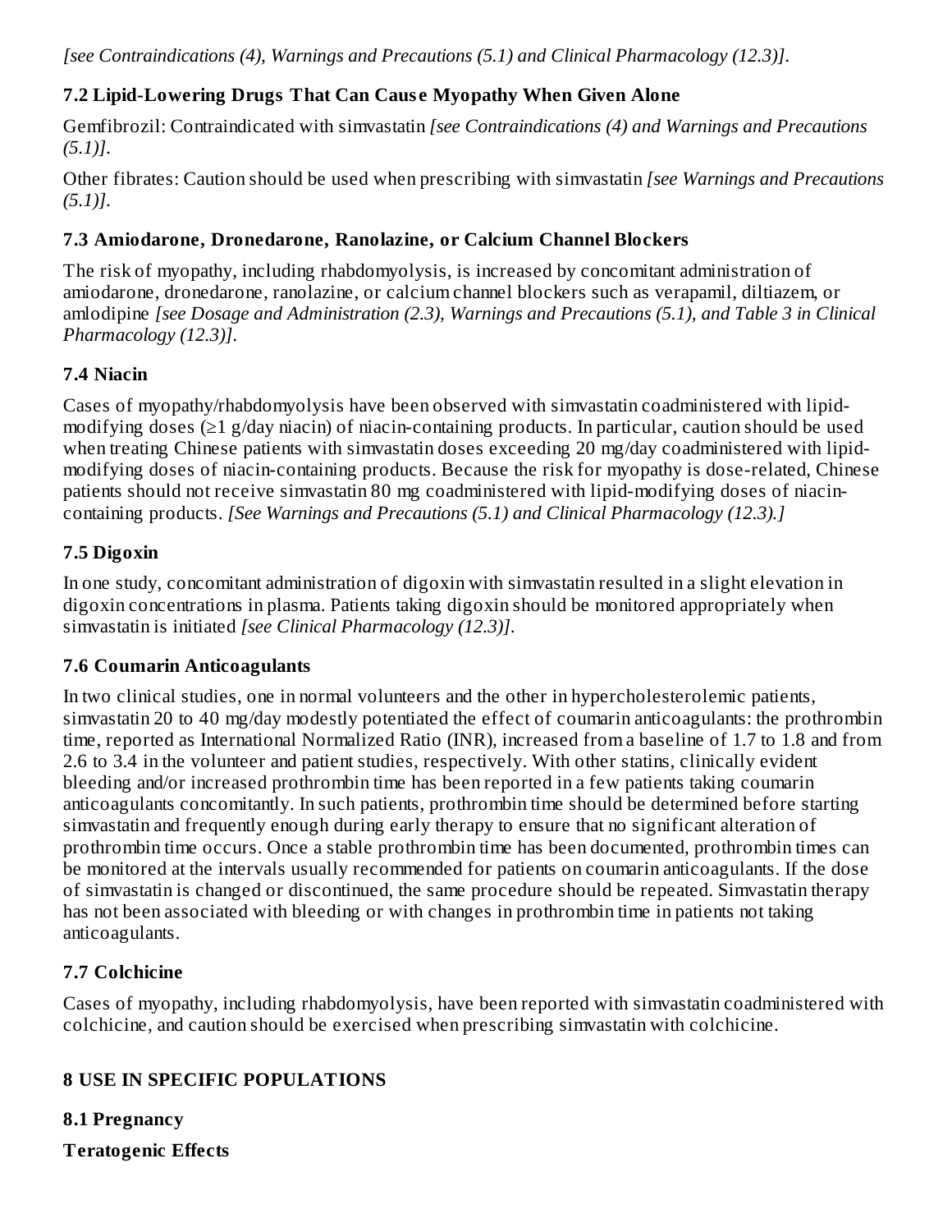*[see Contraindications (4), Warnings and Precautions (5.1) and Clinical Pharmacology (12.3)].*

### 7.2 Lipid-Lowering Drugs That Can Cause Myopathy When Given Alone

Gemfibrozil: Contraindicated with simvastatin *[see Contraindications (4) and Warnings and Precautions (5.1)].*

Other fibrates: Caution should be used when prescribing with simvastatin *[see Warnings and Precautions (5.1)].*

### 7.3 Amiodarone, Dronedarone, Ranolazine, or Calcium Channel Blockers

The risk of myopathy, including rhabdomyolysis, is increased by concomitant administration of amiodarone, dronedarone, ranolazine, or calcium channel blockers such as verapamil, diltiazem, or amlodipine *[see Dosage and Administration (2.3), Warnings and Precautions (5.1), and Table 3 in Clinical Pharmacology (12.3)].*

### 7.4 Niacin

Cases of myopathy/rhabdomyolysis have been observed with simvastatin coadministered with lipid-modifying doses (≥1 g/day niacin) of niacin-containing products. In particular, caution should be used when treating Chinese patients with simvastatin doses exceeding 20 mg/day coadministered with lipid-modifying doses of niacin-containing products. Because the risk for myopathy is dose-related, Chinese patients should not receive simvastatin 80 mg coadministered with lipid-modifying doses of niacin-containing products. *[See Warnings and Precautions (5.1) and Clinical Pharmacology (12.3).]*

### 7.5 Digoxin

In one study, concomitant administration of digoxin with simvastatin resulted in a slight elevation in digoxin concentrations in plasma. Patients taking digoxin should be monitored appropriately when simvastatin is initiated *[see Clinical Pharmacology (12.3)].*

### 7.6 Coumarin Anticoagulants

In two clinical studies, one in normal volunteers and the other in hypercholesterolemic patients, simvastatin 20 to 40 mg/day modestly potentiated the effect of coumarin anticoagulants: the prothrombin time, reported as International Normalized Ratio (INR), increased from a baseline of 1.7 to 1.8 and from 2.6 to 3.4 in the volunteer and patient studies, respectively. With other statins, clinically evident bleeding and/or increased prothrombin time has been reported in a few patients taking coumarin anticoagulants concomitantly. In such patients, prothrombin time should be determined before starting simvastatin and frequently enough during early therapy to ensure that no significant alteration of prothrombin time occurs. Once a stable prothrombin time has been documented, prothrombin times can be monitored at the intervals usually recommended for patients on coumarin anticoagulants. If the dose of simvastatin is changed or discontinued, the same procedure should be repeated. Simvastatin therapy has not been associated with bleeding or with changes in prothrombin time in patients not taking anticoagulants.

### 7.7 Colchicine

Cases of myopathy, including rhabdomyolysis, have been reported with simvastatin coadministered with colchicine, and caution should be exercised when prescribing simvastatin with colchicine.

## 8 USE IN SPECIFIC POPULATIONS

### 8.1 Pregnancy

**Teratogenic Effects**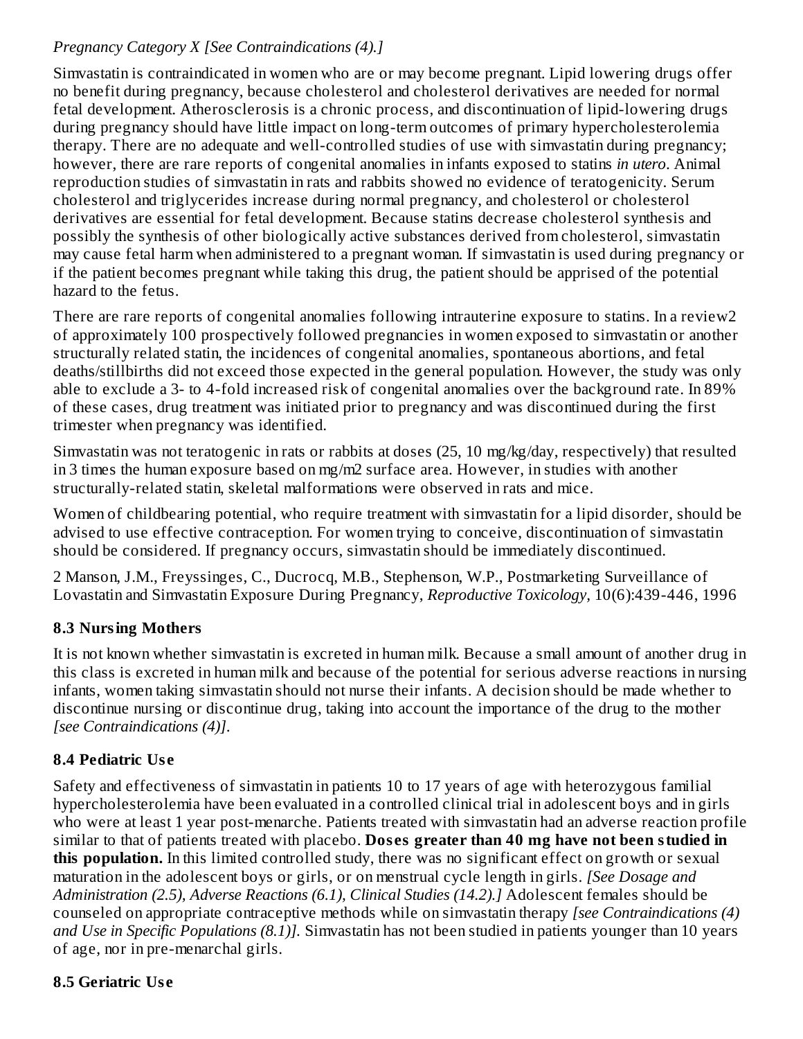*Pregnancy Category X [See Contraindications (4).]*

Simvastatin is contraindicated in women who are or may become pregnant. Lipid lowering drugs offer no benefit during pregnancy, because cholesterol and cholesterol derivatives are needed for normal fetal development. Atherosclerosis is a chronic process, and discontinuation of lipid-lowering drugs during pregnancy should have little impact on long-term outcomes of primary hypercholesterolemia therapy. There are no adequate and well-controlled studies of use with simvastatin during pregnancy; however, there are rare reports of congenital anomalies in infants exposed to statins *in utero*. Animal reproduction studies of simvastatin in rats and rabbits showed no evidence of teratogenicity. Serum cholesterol and triglycerides increase during normal pregnancy, and cholesterol or cholesterol derivatives are essential for fetal development. Because statins decrease cholesterol synthesis and possibly the synthesis of other biologically active substances derived from cholesterol, simvastatin may cause fetal harm when administered to a pregnant woman. If simvastatin is used during pregnancy or if the patient becomes pregnant while taking this drug, the patient should be apprised of the potential hazard to the fetus.

There are rare reports of congenital anomalies following intrauterine exposure to statins. In a review[2] of approximately 100 prospectively followed pregnancies in women exposed to simvastatin or another structurally related statin, the incidences of congenital anomalies, spontaneous abortions, and fetal deaths/stillbirths did not exceed those expected in the general population. However, the study was only able to exclude a 3- to 4-fold increased risk of congenital anomalies over the background rate. In 89% of these cases, drug treatment was initiated prior to pregnancy and was discontinued during the first trimester when pregnancy was identified.

Simvastatin was not teratogenic in rats or rabbits at doses (25, 10 mg/kg/day, respectively) that resulted in 3 times the human exposure based on mg/m2 surface area. However, in studies with another structurally-related statin, skeletal malformations were observed in rats and mice.

Women of childbearing potential, who require treatment with simvastatin for a lipid disorder, should be advised to use effective contraception. For women trying to conceive, discontinuation of simvastatin should be considered. If pregnancy occurs, simvastatin should be immediately discontinued.

2 Manson, J.M., Freyssinges, C., Ducrocq, M.B., Stephenson, W.P., Postmarketing Surveillance of Lovastatin and Simvastatin Exposure During Pregnancy, *Reproductive Toxicology*, 10(6):439-446, 1996

### 8.3 Nursing Mothers

It is not known whether simvastatin is excreted in human milk. Because a small amount of another drug in this class is excreted in human milk and because of the potential for serious adverse reactions in nursing infants, women taking simvastatin should not nurse their infants. A decision should be made whether to discontinue nursing or discontinue drug, taking into account the importance of the drug to the mother *[see Contraindications (4)]*.

### 8.4 Pediatric Use

Safety and effectiveness of simvastatin in patients 10 to 17 years of age with heterozygous familial hypercholesterolemia have been evaluated in a controlled clinical trial in adolescent boys and in girls who were at least 1 year post-menarche. Patients treated with simvastatin had an adverse reaction profile similar to that of patients treated with placebo. **Doses greater than 40 mg have not been studied in this population.** In this limited controlled study, there was no significant effect on growth or sexual maturation in the adolescent boys or girls, or on menstrual cycle length in girls. *[See Dosage and Administration (2.5), Adverse Reactions (6.1), Clinical Studies (14.2).]* Adolescent females should be counseled on appropriate contraceptive methods while on simvastatin therapy *[see Contraindications (4) and Use in Specific Populations (8.1)]*. Simvastatin has not been studied in patients younger than 10 years of age, nor in pre-menarchal girls.

### 8.5 Geriatric Use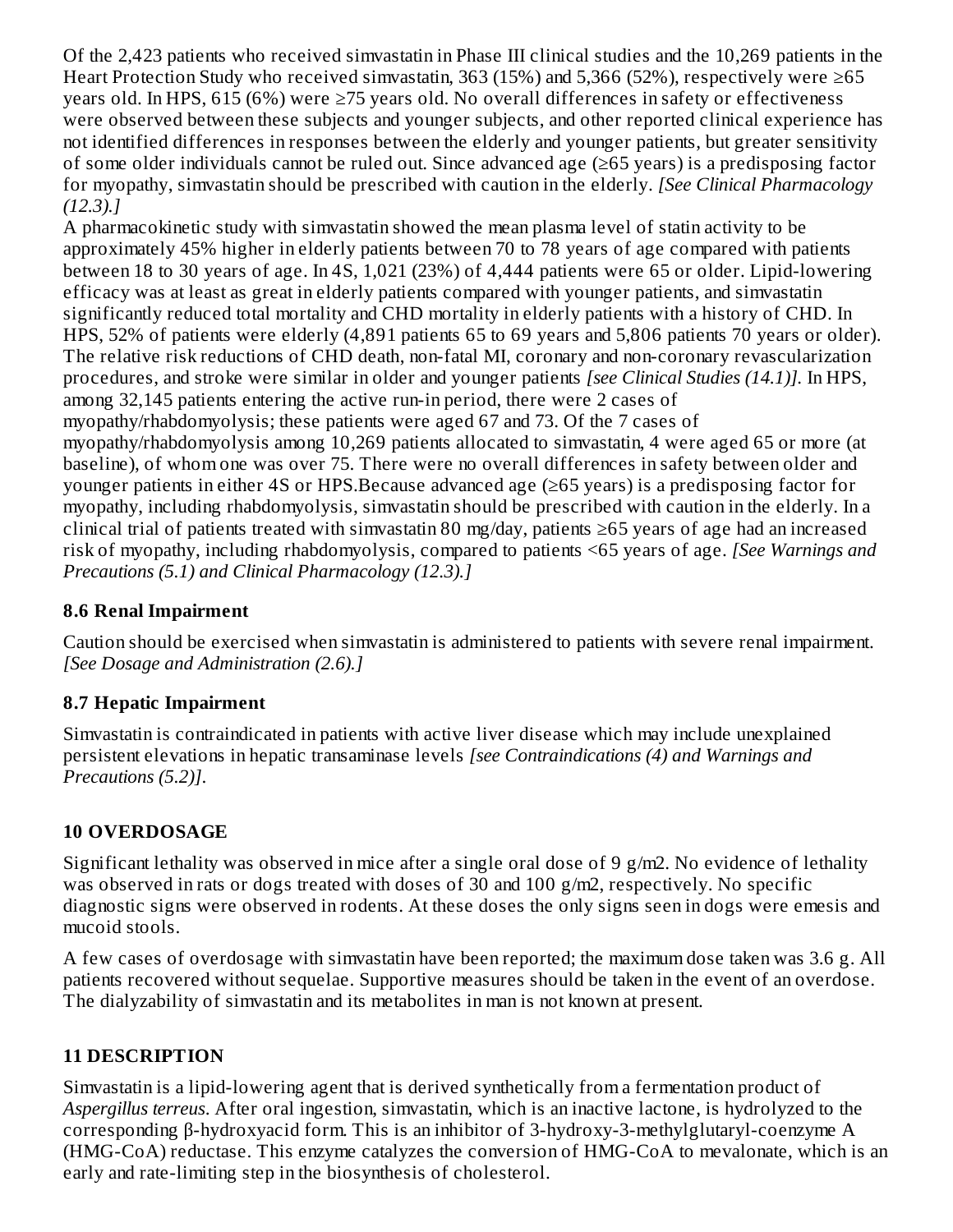Of the 2,423 patients who received simvastatin in Phase III clinical studies and the 10,269 patients in the Heart Protection Study who received simvastatin, 363 (15%) and 5,366 (52%), respectively were ≥65 years old. In HPS, 615 (6%) were ≥75 years old. No overall differences in safety or effectiveness were observed between these subjects and younger subjects, and other reported clinical experience has not identified differences in responses between the elderly and younger patients, but greater sensitivity of some older individuals cannot be ruled out. Since advanced age (≥65 years) is a predisposing factor for myopathy, simvastatin should be prescribed with caution in the elderly. *[See Clinical Pharmacology (12.3).]*

A pharmacokinetic study with simvastatin showed the mean plasma level of statin activity to be approximately 45% higher in elderly patients between 70 to 78 years of age compared with patients between 18 to 30 years of age. In 4S, 1,021 (23%) of 4,444 patients were 65 or older. Lipid-lowering efficacy was at least as great in elderly patients compared with younger patients, and simvastatin significantly reduced total mortality and CHD mortality in elderly patients with a history of CHD. In HPS, 52% of patients were elderly (4,891 patients 65 to 69 years and 5,806 patients 70 years or older). The relative risk reductions of CHD death, non-fatal MI, coronary and non-coronary revascularization procedures, and stroke were similar in older and younger patients *[see Clinical Studies (14.1)]*. In HPS, among 32,145 patients entering the active run-in period, there were 2 cases of myopathy/rhabdomyolysis; these patients were aged 67 and 73. Of the 7 cases of myopathy/rhabdomyolysis among 10,269 patients allocated to simvastatin, 4 were aged 65 or more (at baseline), of whom one was over 75. There were no overall differences in safety between older and younger patients in either 4S or HPS.Because advanced age (≥65 years) is a predisposing factor for myopathy, including rhabdomyolysis, simvastatin should be prescribed with caution in the elderly. In a clinical trial of patients treated with simvastatin 80 mg/day, patients ≥65 years of age had an increased risk of myopathy, including rhabdomyolysis, compared to patients <65 years of age. *[See Warnings and Precautions (5.1) and Clinical Pharmacology (12.3).]*

### 8.6 Renal Impairment

Caution should be exercised when simvastatin is administered to patients with severe renal impairment. *[See Dosage and Administration (2.6).]*

### 8.7 Hepatic Impairment

Simvastatin is contraindicated in patients with active liver disease which may include unexplained persistent elevations in hepatic transaminase levels *[see Contraindications (4) and Warnings and Precautions (5.2)]*.

## 10 OVERDOSAGE

Significant lethality was observed in mice after a single oral dose of 9 g/m2. No evidence of lethality was observed in rats or dogs treated with doses of 30 and 100 g/m2, respectively. No specific diagnostic signs were observed in rodents. At these doses the only signs seen in dogs were emesis and mucoid stools.

A few cases of overdosage with simvastatin have been reported; the maximum dose taken was 3.6 g. All patients recovered without sequelae. Supportive measures should be taken in the event of an overdose. The dialyzability of simvastatin and its metabolites in man is not known at present.

## 11 DESCRIPTION

Simvastatin is a lipid-lowering agent that is derived synthetically from a fermentation product of *Aspergillus terreus*. After oral ingestion, simvastatin, which is an inactive lactone, is hydrolyzed to the corresponding β-hydroxyacid form. This is an inhibitor of 3-hydroxy-3-methylglutaryl-coenzyme A (HMG-CoA) reductase. This enzyme catalyzes the conversion of HMG-CoA to mevalonate, which is an early and rate-limiting step in the biosynthesis of cholesterol.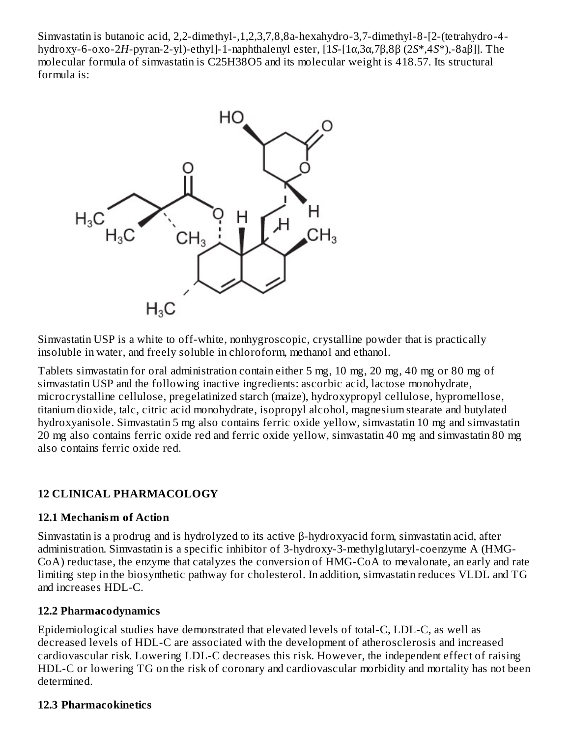Simvastatin is butanoic acid, 2,2-dimethyl-,1,2,3,7,8,8a-hexahydro-3,7-dimethyl-8-[2-(tetrahydro-4-hydroxy-6-oxo-2*H*-pyran-2-yl)-ethyl]-1-naphthalenyl ester, [1*S*-[1α,3α,7β,8β (2*S**,4*S**),-8aβ]]. The molecular formula of simvastatin is $C_{25}H_{38}O_5$ and its molecular weight is 418.57. Its structural formula is:

Simvastatin USP is a white to off-white, nonhygroscopic, crystalline powder that is practically insoluble in water, and freely soluble in chloroform, methanol and ethanol.

Tablets simvastatin for oral administration contain either 5 mg, 10 mg, 20 mg, 40 mg or 80 mg of simvastatin USP and the following inactive ingredients: ascorbic acid, lactose monohydrate, microcrystalline cellulose, pregelatinized starch (maize), hydroxypropyl cellulose, hypromellose, titanium dioxide, talc, citric acid monohydrate, isopropyl alcohol, magnesium stearate and butylated hydroxyanisole. Simvastatin 5 mg also contains ferric oxide yellow, simvastatin 10 mg and simvastatin 20 mg also contains ferric oxide red and ferric oxide yellow, simvastatin 40 mg and simvastatin 80 mg also contains ferric oxide red.

## 12 CLINICAL PHARMACOLOGY

### 12.1 Mechanism of Action

Simvastatin is a prodrug and is hydrolyzed to its active β-hydroxyacid form, simvastatin acid, after administration. Simvastatin is a specific inhibitor of 3-hydroxy-3-methylglutaryl-coenzyme A (HMG-CoA) reductase, the enzyme that catalyzes the conversion of HMG-CoA to mevalonate, an early and rate limiting step in the biosynthetic pathway for cholesterol. In addition, simvastatin reduces VLDL and TG and increases HDL-C.

### 12.2 Pharmacodynamics

Epidemiological studies have demonstrated that elevated levels of total-C, LDL-C, as well as decreased levels of HDL-C are associated with the development of atherosclerosis and increased cardiovascular risk. Lowering LDL-C decreases this risk. However, the independent effect of raising HDL-C or lowering TG on the risk of coronary and cardiovascular morbidity and mortality has not been determined.

### 12.3 Pharmacokinetics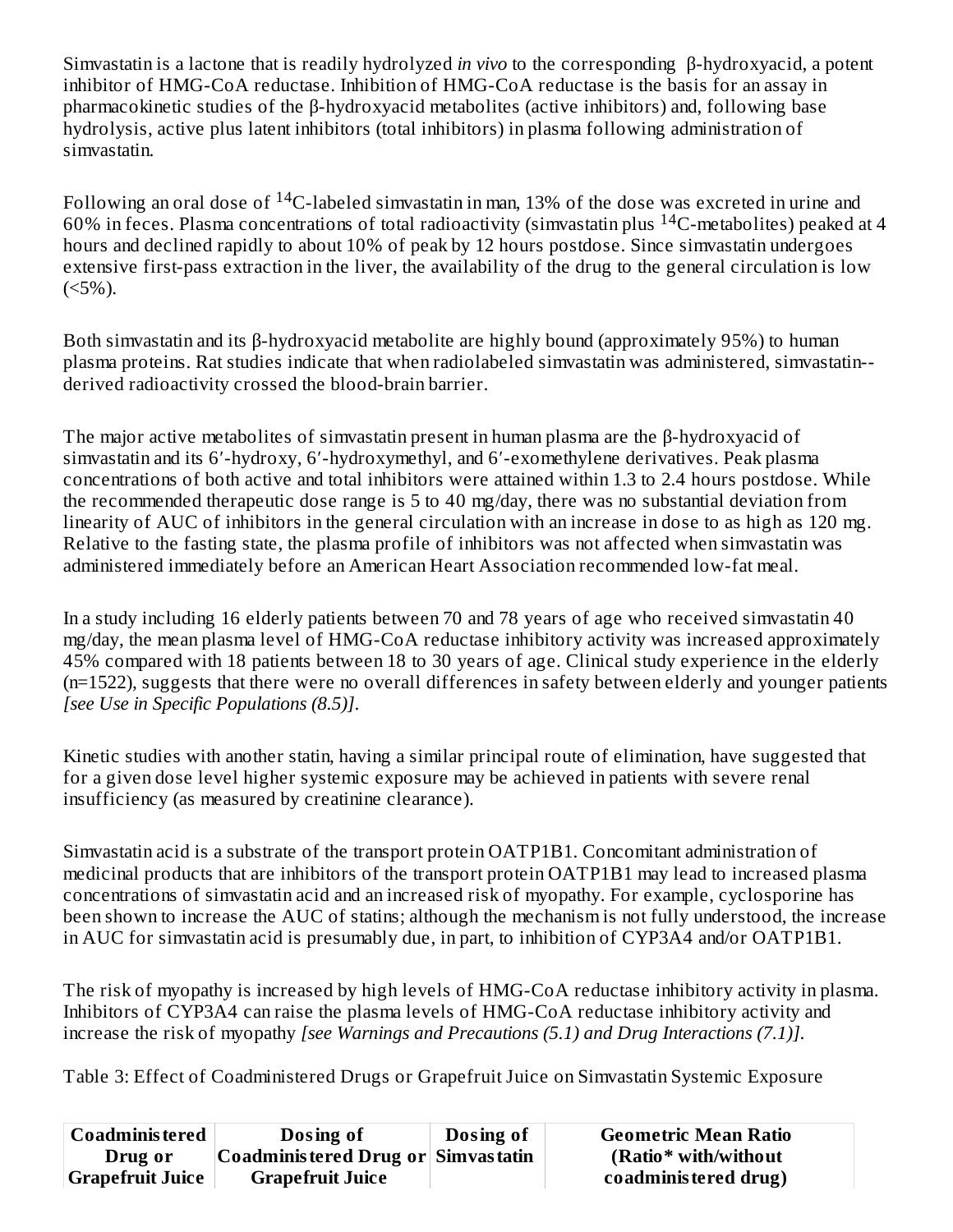Simvastatin is a lactone that is readily hydrolyzed *in vivo* to the corresponding β-hydroxyacid, a potent inhibitor of HMG-CoA reductase. Inhibition of HMG-CoA reductase is the basis for an assay in pharmacokinetic studies of the β-hydroxyacid metabolites (active inhibitors) and, following base hydrolysis, active plus latent inhibitors (total inhibitors) in plasma following administration of simvastatin.

Following an oral dose of $^{14}$C-labeled simvastatin in man, 13% of the dose was excreted in urine and 60% in feces. Plasma concentrations of total radioactivity (simvastatin plus $^{14}$C-metabolites) peaked at 4 hours and declined rapidly to about 10% of peak by 12 hours postdose. Since simvastatin undergoes extensive first-pass extraction in the liver, the availability of the drug to the general circulation is low (<5%).

Both simvastatin and its β-hydroxyacid metabolite are highly bound (approximately 95%) to human plasma proteins. Rat studies indicate that when radiolabeled simvastatin was administered, simvastatin--derived radioactivity crossed the blood-brain barrier.

The major active metabolites of simvastatin present in human plasma are the β-hydroxyacid of simvastatin and its 6′-hydroxy, 6′-hydroxymethyl, and 6′-exomethylene derivatives. Peak plasma concentrations of both active and total inhibitors were attained within 1.3 to 2.4 hours postdose. While the recommended therapeutic dose range is 5 to 40 mg/day, there was no substantial deviation from linearity of AUC of inhibitors in the general circulation with an increase in dose to as high as 120 mg. Relative to the fasting state, the plasma profile of inhibitors was not affected when simvastatin was administered immediately before an American Heart Association recommended low-fat meal.

In a study including 16 elderly patients between 70 and 78 years of age who received simvastatin 40 mg/day, the mean plasma level of HMG-CoA reductase inhibitory activity was increased approximately 45% compared with 18 patients between 18 to 30 years of age. Clinical study experience in the elderly (n=1522), suggests that there were no overall differences in safety between elderly and younger patients *[see Use in Specific Populations (8.5)]*.

Kinetic studies with another statin, having a similar principal route of elimination, have suggested that for a given dose level higher systemic exposure may be achieved in patients with severe renal insufficiency (as measured by creatinine clearance).

Simvastatin acid is a substrate of the transport protein OATP1B1. Concomitant administration of medicinal products that are inhibitors of the transport protein OATP1B1 may lead to increased plasma concentrations of simvastatin acid and an increased risk of myopathy. For example, cyclosporine has been shown to increase the AUC of statins; although the mechanism is not fully understood, the increase in AUC for simvastatin acid is presumably due, in part, to inhibition of CYP3A4 and/or OATP1B1.

The risk of myopathy is increased by high levels of HMG-CoA reductase inhibitory activity in plasma. Inhibitors of CYP3A4 can raise the plasma levels of HMG-CoA reductase inhibitory activity and increase the risk of myopathy *[see Warnings and Precautions (5.1) and Drug Interactions (7.1)]*.

Table 3: Effect of Coadministered Drugs or Grapefruit Juice on Simvastatin Systemic Exposure

| Coadministered Drug or Grapefruit Juice | Dosing of Coadministered Drug or Grapefruit Juice | Dosing of Simvastatin | Geometric Mean Ratio (Ratio* with/without coadministered drug) |
|---|---|---|---|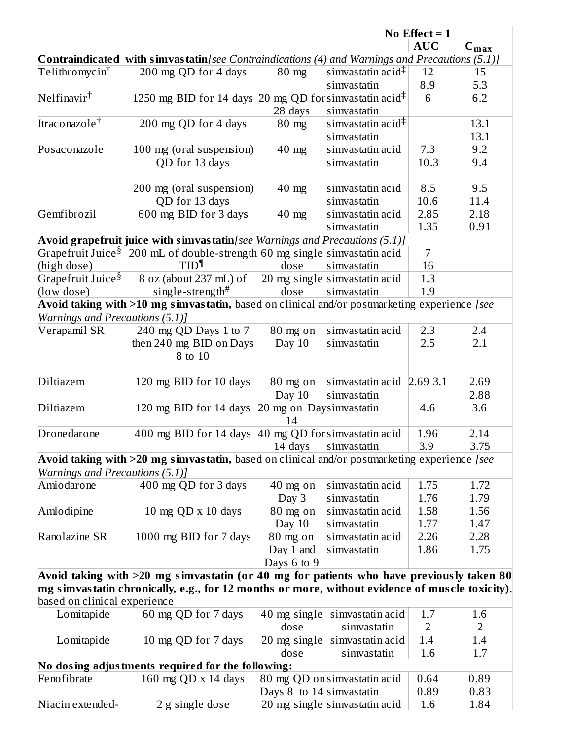| | | | No Effect = 1 | | |
|---|---|---|---|---|---|
| | | | | AUC | $C_{max}$ |
| **Contraindicated with simvastatin** *[see Contraindications (4) and Warnings and Precautions (5.1)]* | | | | | |
| Telithromycin† | 200 mg QD for 4 days | 80 mg | simvastatin acid‡<br>simvastatin | 12<br>8.9 | 15<br>5.3 |
| Nelfinavir† | 1250 mg BID for 14 days | 20 mg QD for 28 days | simvastatin acid‡<br>simvastatin | 6 | 6.2 |
| Itraconazole† | 200 mg QD for 4 days | 80 mg | simvastatin acid‡<br>simvastatin | | 13.1<br>13.1 |
| Posaconazole | 100 mg (oral suspension) QD for 13 days | 40 mg | simvastatin acid<br>simvastatin | 7.3<br>10.3 | 9.2<br>9.4 |
| | 200 mg (oral suspension) QD for 13 days | 40 mg | simvastatin acid<br>simvastatin | 8.5<br>10.6 | 9.5<br>11.4 |
| Gemfibrozil | 600 mg BID for 3 days | 40 mg | simvastatin acid<br>simvastatin | 2.85<br>1.35 | 2.18<br>0.91 |
| **Avoid grapefruit juice with simvastatin** *[see Warnings and Precautions (5.1)]* | | | | | |
| Grapefruit Juice§ (high dose) | 200 mL of double-strength TID¶ | 60 mg single dose | simvastatin acid<br>simvastatin | 7<br>16 | |
| Grapefruit Juice§ (low dose) | 8 oz (about 237 mL) of single-strength# | 20 mg single dose | simvastatin acid<br>simvastatin | 1.3<br>1.9 | |
| **Avoid taking with >10 mg simvastatin,** based on clinical and/or postmarketing experience *[see Warnings and Precautions (5.1)]* | | | | | |
| Verapamil SR | 240 mg QD Days 1 to 7 then 240 mg BID on Days 8 to 10 | 80 mg on Day 10 | simvastatin acid<br>simvastatin | 2.3<br>2.5 | 2.4<br>2.1 |
| Diltiazem | 120 mg BID for 10 days | 80 mg on Day 10 | simvastatin acid<br>simvastatin | 2.69 3.1 | 2.69<br>2.88 |
| Diltiazem | 120 mg BID for 14 days | 20 mg on Day 14 | simvastatin | 4.6 | 3.6 |
| Dronedarone | 400 mg BID for 14 days | 40 mg QD for 14 days | simvastatin acid<br>simvastatin | 1.96<br>3.9 | 2.14<br>3.75 |
| **Avoid taking with >20 mg simvastatin,** based on clinical and/or postmarketing experience *[see Warnings and Precautions (5.1)]* | | | | | |
| Amiodarone | 400 mg QD for 3 days | 40 mg on Day 3 | simvastatin acid<br>simvastatin | 1.75<br>1.76 | 1.72<br>1.79 |
| Amlodipine | 10 mg QD x 10 days | 80 mg on Day 10 | simvastatin acid<br>simvastatin | 1.58<br>1.77 | 1.56<br>1.47 |
| Ranolazine SR | 1000 mg BID for 7 days | 80 mg on Day 1 and Days 6 to 9 | simvastatin acid<br>simvastatin | 2.26<br>1.86 | 2.28<br>1.75 |
| **Avoid taking with >20 mg simvastatin (or 40 mg for patients who have previously taken 80 mg simvastatin chronically, e.g., for 12 months or more, without evidence of muscle toxicity)**, based on clinical experience | | | | | |
| Lomitapide | 60 mg QD for 7 days | 40 mg single dose | simvastatin acid<br>simvastatin | 1.7<br>2 | 1.6<br>2 |
| Lomitapide | 10 mg QD for 7 days | 20 mg single dose | simvastatin acid<br>simvastatin | 1.4<br>1.6 | 1.4<br>1.7 |
| **No dosing adjustments required for the following:** | | | | | |
| Fenofibrate | 160 mg QD x 14 days | 80 mg QD on Days 8 to 14 | simvastatin acid<br>simvastatin | 0.64<br>0.89 | 0.89<br>0.83 |
| Niacin extended- | 2 g single dose | 20 mg single | simvastatin acid | 1.6 | 1.84 |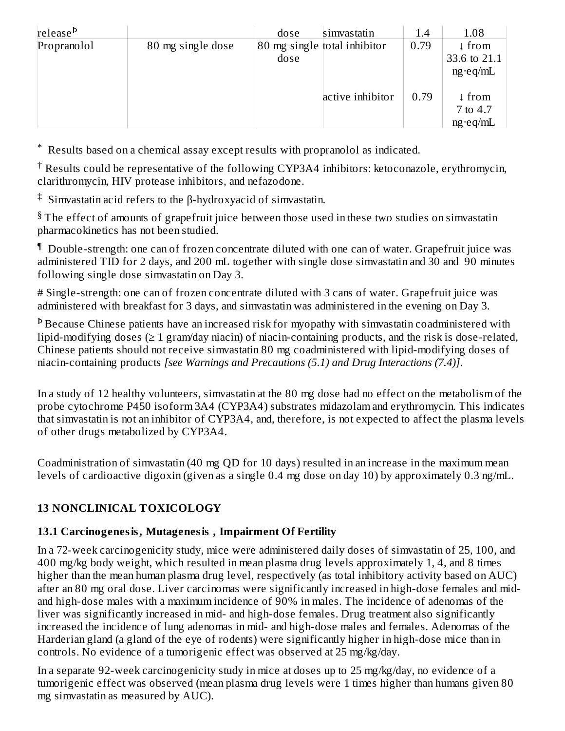| | | | | | |
|---|---|---|---|---|---|
| release[Þ] | | dose | simvastatin | 1.4 | 1.08 |
| Propranolol | 80 mg single dose | 80 mg single dose | total inhibitor | 0.79 | ↓ from 33.6 to 21.1 ng·eq/mL |
| | | | active inhibitor | 0.79 | ↓ from 7 to 4.7 ng·eq/mL |

[*] Results based on a chemical assay except results with propranolol as indicated.

[†] Results could be representative of the following CYP3A4 inhibitors: ketoconazole, erythromycin, clarithromycin, HIV protease inhibitors, and nefazodone.

[‡] Simvastatin acid refers to the β-hydroxyacid of simvastatin.

[§] The effect of amounts of grapefruit juice between those used in these two studies on simvastatin pharmacokinetics has not been studied.

[¶] Double-strength: one can of frozen concentrate diluted with one can of water. Grapefruit juice was administered TID for 2 days, and 200 mL together with single dose simvastatin and 30 and 90 minutes following single dose simvastatin on Day 3.

# Single-strength: one can of frozen concentrate diluted with 3 cans of water. Grapefruit juice was administered with breakfast for 3 days, and simvastatin was administered in the evening on Day 3.

[Þ] Because Chinese patients have an increased risk for myopathy with simvastatin coadministered with lipid-modifying doses (≥ 1 gram/day niacin) of niacin-containing products, and the risk is dose-related, Chinese patients should not receive simvastatin 80 mg coadministered with lipid-modifying doses of niacin-containing products *[see Warnings and Precautions (5.1) and Drug Interactions (7.4)]*.

In a study of 12 healthy volunteers, simvastatin at the 80 mg dose had no effect on the metabolism of the probe cytochrome P450 isoform 3A4 (CYP3A4) substrates midazolam and erythromycin. This indicates that simvastatin is not an inhibitor of CYP3A4, and, therefore, is not expected to affect the plasma levels of other drugs metabolized by CYP3A4.

Coadministration of simvastatin (40 mg QD for 10 days) resulted in an increase in the maximum mean levels of cardioactive digoxin (given as a single 0.4 mg dose on day 10) by approximately 0.3 ng/mL.

## 13 NONCLINICAL TOXICOLOGY

### 13.1 Carcinogenesis, Mutagenesis , Impairment Of Fertility

In a 72-week carcinogenicity study, mice were administered daily doses of simvastatin of 25, 100, and 400 mg/kg body weight, which resulted in mean plasma drug levels approximately 1, 4, and 8 times higher than the mean human plasma drug level, respectively (as total inhibitory activity based on AUC) after an 80 mg oral dose. Liver carcinomas were significantly increased in high-dose females and mid- and high-dose males with a maximum incidence of 90% in males. The incidence of adenomas of the liver was significantly increased in mid- and high-dose females. Drug treatment also significantly increased the incidence of lung adenomas in mid- and high-dose males and females. Adenomas of the Harderian gland (a gland of the eye of rodents) were significantly higher in high-dose mice than in controls. No evidence of a tumorigenic effect was observed at 25 mg/kg/day.

In a separate 92-week carcinogenicity study in mice at doses up to 25 mg/kg/day, no evidence of a tumorigenic effect was observed (mean plasma drug levels were 1 times higher than humans given 80 mg simvastatin as measured by AUC).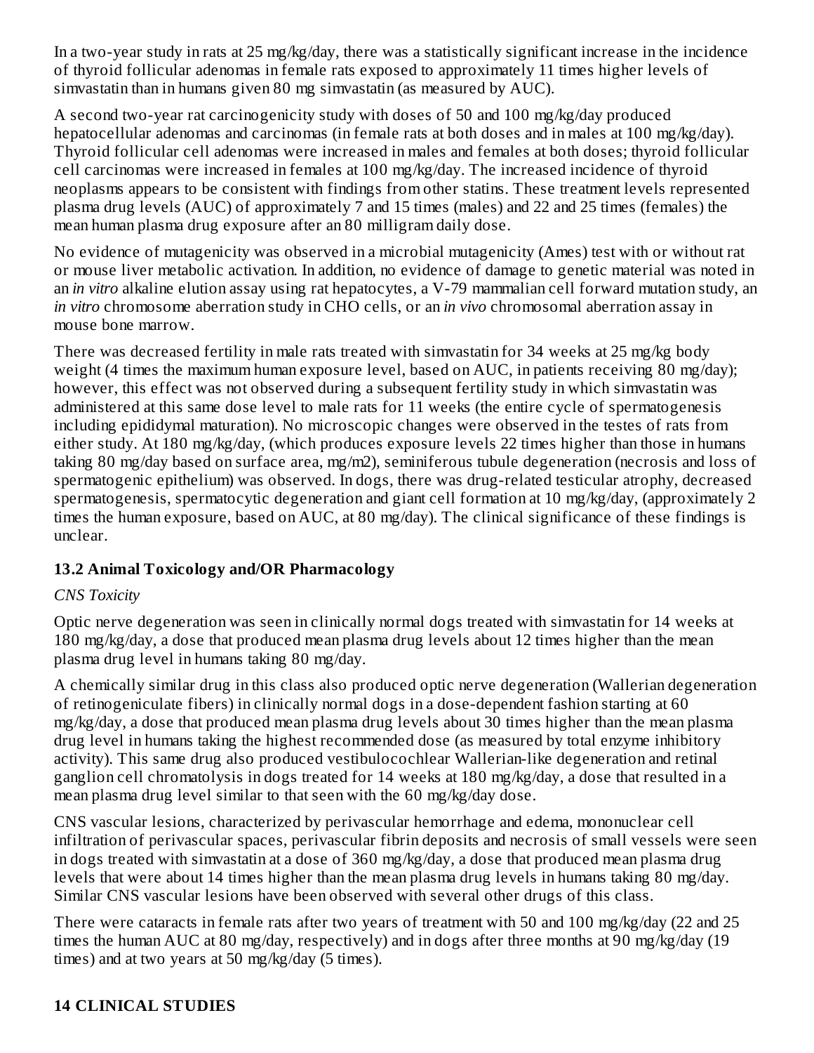In a two-year study in rats at 25 mg/kg/day, there was a statistically significant increase in the incidence of thyroid follicular adenomas in female rats exposed to approximately 11 times higher levels of simvastatin than in humans given 80 mg simvastatin (as measured by AUC).

A second two-year rat carcinogenicity study with doses of 50 and 100 mg/kg/day produced hepatocellular adenomas and carcinomas (in female rats at both doses and in males at 100 mg/kg/day). Thyroid follicular cell adenomas were increased in males and females at both doses; thyroid follicular cell carcinomas were increased in females at 100 mg/kg/day. The increased incidence of thyroid neoplasms appears to be consistent with findings from other statins. These treatment levels represented plasma drug levels (AUC) of approximately 7 and 15 times (males) and 22 and 25 times (females) the mean human plasma drug exposure after an 80 milligram daily dose.

No evidence of mutagenicity was observed in a microbial mutagenicity (Ames) test with or without rat or mouse liver metabolic activation. In addition, no evidence of damage to genetic material was noted in an *in vitro* alkaline elution assay using rat hepatocytes, a V-79 mammalian cell forward mutation study, an *in vitro* chromosome aberration study in CHO cells, or an *in vivo* chromosomal aberration assay in mouse bone marrow.

There was decreased fertility in male rats treated with simvastatin for 34 weeks at 25 mg/kg body weight (4 times the maximum human exposure level, based on AUC, in patients receiving 80 mg/day); however, this effect was not observed during a subsequent fertility study in which simvastatin was administered at this same dose level to male rats for 11 weeks (the entire cycle of spermatogenesis including epididymal maturation). No microscopic changes were observed in the testes of rats from either study. At 180 mg/kg/day, (which produces exposure levels 22 times higher than those in humans taking 80 mg/day based on surface area, mg/m2), seminiferous tubule degeneration (necrosis and loss of spermatogenic epithelium) was observed. In dogs, there was drug-related testicular atrophy, decreased spermatogenesis, spermatocytic degeneration and giant cell formation at 10 mg/kg/day, (approximately 2 times the human exposure, based on AUC, at 80 mg/day). The clinical significance of these findings is unclear.

### 13.2 Animal Toxicology and/OR Pharmacology

*CNS Toxicity*

Optic nerve degeneration was seen in clinically normal dogs treated with simvastatin for 14 weeks at 180 mg/kg/day, a dose that produced mean plasma drug levels about 12 times higher than the mean plasma drug level in humans taking 80 mg/day.

A chemically similar drug in this class also produced optic nerve degeneration (Wallerian degeneration of retinogeniculate fibers) in clinically normal dogs in a dose-dependent fashion starting at 60 mg/kg/day, a dose that produced mean plasma drug levels about 30 times higher than the mean plasma drug level in humans taking the highest recommended dose (as measured by total enzyme inhibitory activity). This same drug also produced vestibulocochlear Wallerian-like degeneration and retinal ganglion cell chromatolysis in dogs treated for 14 weeks at 180 mg/kg/day, a dose that resulted in a mean plasma drug level similar to that seen with the 60 mg/kg/day dose.

CNS vascular lesions, characterized by perivascular hemorrhage and edema, mononuclear cell infiltration of perivascular spaces, perivascular fibrin deposits and necrosis of small vessels were seen in dogs treated with simvastatin at a dose of 360 mg/kg/day, a dose that produced mean plasma drug levels that were about 14 times higher than the mean plasma drug levels in humans taking 80 mg/day. Similar CNS vascular lesions have been observed with several other drugs of this class.

There were cataracts in female rats after two years of treatment with 50 and 100 mg/kg/day (22 and 25 times the human AUC at 80 mg/day, respectively) and in dogs after three months at 90 mg/kg/day (19 times) and at two years at 50 mg/kg/day (5 times).

## 14 CLINICAL STUDIES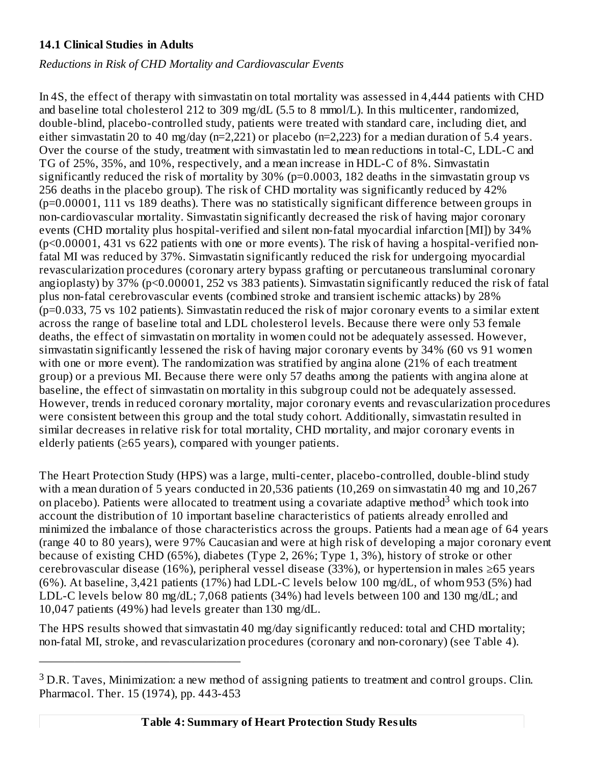### 14.1 Clinical Studies in Adults

*Reductions in Risk of CHD Mortality and Cardiovascular Events*

In 4S, the effect of therapy with simvastatin on total mortality was assessed in 4,444 patients with CHD and baseline total cholesterol 212 to 309 mg/dL (5.5 to 8 mmol/L). In this multicenter, randomized, double-blind, placebo-controlled study, patients were treated with standard care, including diet, and either simvastatin 20 to 40 mg/day (n=2,221) or placebo (n=2,223) for a median duration of 5.4 years. Over the course of the study, treatment with simvastatin led to mean reductions in total-C, LDL-C and TG of 25%, 35%, and 10%, respectively, and a mean increase in HDL-C of 8%. Simvastatin significantly reduced the risk of mortality by 30% (p=0.0003, 182 deaths in the simvastatin group vs 256 deaths in the placebo group). The risk of CHD mortality was significantly reduced by 42% (p=0.00001, 111 vs 189 deaths). There was no statistically significant difference between groups in non-cardiovascular mortality. Simvastatin significantly decreased the risk of having major coronary events (CHD mortality plus hospital-verified and silent non-fatal myocardial infarction [MI]) by 34% (p<0.00001, 431 vs 622 patients with one or more events). The risk of having a hospital-verified non-fatal MI was reduced by 37%. Simvastatin significantly reduced the risk for undergoing myocardial revascularization procedures (coronary artery bypass grafting or percutaneous transluminal coronary angioplasty) by 37% (p<0.00001, 252 vs 383 patients). Simvastatin significantly reduced the risk of fatal plus non-fatal cerebrovascular events (combined stroke and transient ischemic attacks) by 28% (p=0.033, 75 vs 102 patients). Simvastatin reduced the risk of major coronary events to a similar extent across the range of baseline total and LDL cholesterol levels. Because there were only 53 female deaths, the effect of simvastatin on mortality in women could not be adequately assessed. However, simvastatin significantly lessened the risk of having major coronary events by 34% (60 vs 91 women with one or more event). The randomization was stratified by angina alone (21% of each treatment group) or a previous MI. Because there were only 57 deaths among the patients with angina alone at baseline, the effect of simvastatin on mortality in this subgroup could not be adequately assessed. However, trends in reduced coronary mortality, major coronary events and revascularization procedures were consistent between this group and the total study cohort. Additionally, simvastatin resulted in similar decreases in relative risk for total mortality, CHD mortality, and major coronary events in elderly patients (≥65 years), compared with younger patients.

The Heart Protection Study (HPS) was a large, multi-center, placebo-controlled, double-blind study with a mean duration of 5 years conducted in 20,536 patients (10,269 on simvastatin 40 mg and 10,267 on placebo). Patients were allocated to treatment using a covariate adaptive method[3] which took into account the distribution of 10 important baseline characteristics of patients already enrolled and minimized the imbalance of those characteristics across the groups. Patients had a mean age of 64 years (range 40 to 80 years), were 97% Caucasian and were at high risk of developing a major coronary event because of existing CHD (65%), diabetes (Type 2, 26%; Type 1, 3%), history of stroke or other cerebrovascular disease (16%), peripheral vessel disease (33%), or hypertension in males ≥65 years (6%). At baseline, 3,421 patients (17%) had LDL-C levels below 100 mg/dL, of whom 953 (5%) had LDL-C levels below 80 mg/dL; 7,068 patients (34%) had levels between 100 and 130 mg/dL; and 10,047 patients (49%) had levels greater than 130 mg/dL.

The HPS results showed that simvastatin 40 mg/day significantly reduced: total and CHD mortality; non-fatal MI, stroke, and revascularization procedures (coronary and non-coronary) (see Table 4).

[3] D.R. Taves, Minimization: a new method of assigning patients to treatment and control groups. Clin. Pharmacol. Ther. 15 (1974), pp. 443-453

**Table 4: Summary of Heart Protection Study Results**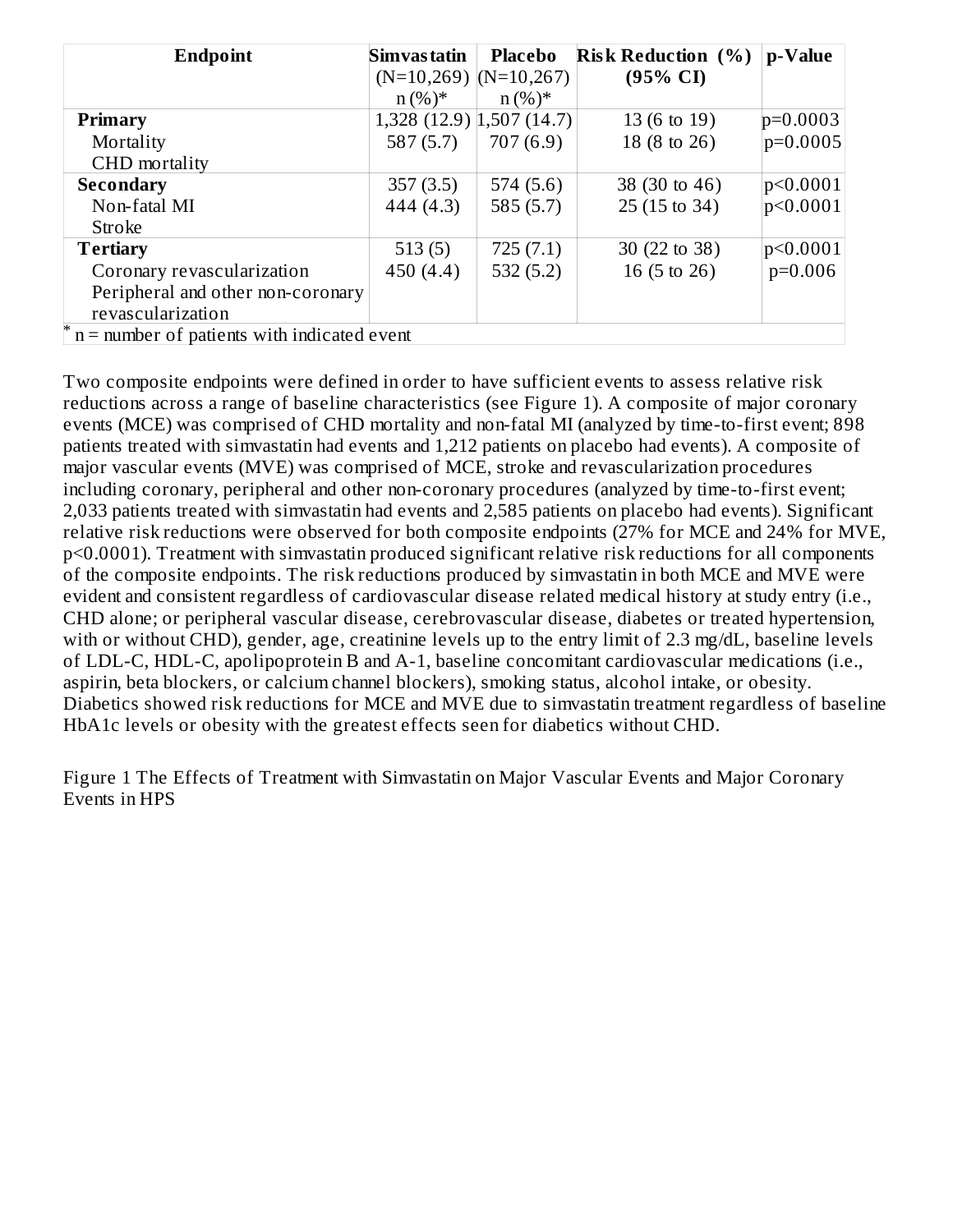| Endpoint | Simvastatin (N=10,269) n (%)* | Placebo (N=10,267) n (%)* | Risk Reduction (%) (95% CI) | p-Value |
|---|---|---|---|---|
| **Primary** | 1,328 (12.9) | 1,507 (14.7) | 13 (6 to 19) | p=0.0003 |
| Mortality | 587 (5.7) | 707 (6.9) | 18 (8 to 26) | p=0.0005 |
| CHD mortality | | | | |
| **Secondary** | 357 (3.5) | 574 (5.6) | 38 (30 to 46) | p<0.0001 |
| Non-fatal MI | 444 (4.3) | 585 (5.7) | 25 (15 to 34) | p<0.0001 |
| Stroke | | | | |
| **Tertiary** | 513 (5) | 725 (7.1) | 30 (22 to 38) | p<0.0001 |
| Coronary revascularization | 450 (4.4) | 532 (5.2) | 16 (5 to 26) | p=0.006 |
| Peripheral and other non-coronary revascularization | | | | |

* n = number of patients with indicated event

Two composite endpoints were defined in order to have sufficient events to assess relative risk reductions across a range of baseline characteristics (see Figure 1). A composite of major coronary events (MCE) was comprised of CHD mortality and non-fatal MI (analyzed by time-to-first event; 898 patients treated with simvastatin had events and 1,212 patients on placebo had events). A composite of major vascular events (MVE) was comprised of MCE, stroke and revascularization procedures including coronary, peripheral and other non-coronary procedures (analyzed by time-to-first event; 2,033 patients treated with simvastatin had events and 2,585 patients on placebo had events). Significant relative risk reductions were observed for both composite endpoints (27% for MCE and 24% for MVE, p<0.0001). Treatment with simvastatin produced significant relative risk reductions for all components of the composite endpoints. The risk reductions produced by simvastatin in both MCE and MVE were evident and consistent regardless of cardiovascular disease related medical history at study entry (i.e., CHD alone; or peripheral vascular disease, cerebrovascular disease, diabetes or treated hypertension, with or without CHD), gender, age, creatinine levels up to the entry limit of 2.3 mg/dL, baseline levels of LDL-C, HDL-C, apolipoprotein B and A-1, baseline concomitant cardiovascular medications (i.e., aspirin, beta blockers, or calcium channel blockers), smoking status, alcohol intake, or obesity. Diabetics showed risk reductions for MCE and MVE due to simvastatin treatment regardless of baseline HbA1c levels or obesity with the greatest effects seen for diabetics without CHD.

Figure 1 The Effects of Treatment with Simvastatin on Major Vascular Events and Major Coronary Events in HPS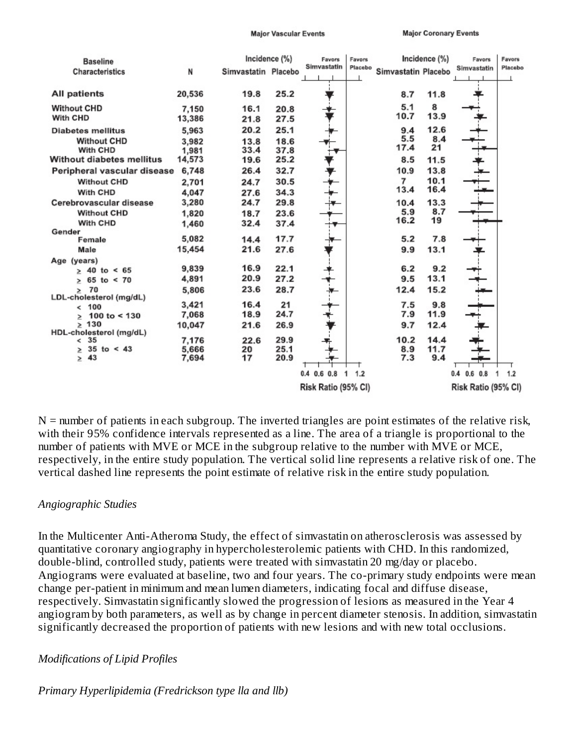| Baseline Characteristics | N | Major Vascular Events Incidence (%) Simvastatin | Major Vascular Events Incidence (%) Placebo | Major Coronary Events Incidence (%) Simvastatin | Major Coronary Events Incidence (%) Placebo |
|---|---|---|---|---|---|
| All patients | 20,536 | 19.8 | 25.2 | 8.7 | 11.8 |
| Without CHD | 7,150 | 16.1 | 20.8 | 5.1 | 8 |
| With CHD | 13,386 | 21.8 | 27.5 | 10.7 | 13.9 |
| Diabetes mellitus | 5,963 | 20.2 | 25.1 | 9.4 | 12.6 |
| Without CHD | 3,982 | 13.8 | 18.6 | 5.5 | 8.4 |
| With CHD | 1,981 | 33.4 | 37.8 | 17.4 | 21 |
| Without diabetes mellitus | 14,573 | 19.6 | 25.2 | 8.5 | 11.5 |
| Peripheral vascular disease | 6,748 | 26.4 | 32.7 | 10.9 | 13.8 |
| Without CHD | 2,701 | 24.7 | 30.5 | 7 | 10.1 |
| With CHD | 4,047 | 27.6 | 34.3 | 13.4 | 16.4 |
| Cerebrovascular disease | 3,280 | 24.7 | 29.8 | 10.4 | 13.3 |
| Without CHD | 1,820 | 18.7 | 23.6 | 5.9 | 8.7 |
| With CHD | 1,460 | 32.4 | 37.4 | 16.2 | 19 |
| Gender | | | | | |
| Female | 5,082 | 14.4 | 17.7 | 5.2 | 7.8 |
| Male | 15,454 | 21.6 | 27.6 | 9.9 | 13.1 |
| Age (years) | | | | | |
| ≥ 40 to < 65 | 9,839 | 16.9 | 22.1 | 6.2 | 9.2 |
| ≥ 65 to < 70 | 4,891 | 20.9 | 27.2 | 9.5 | 13.1 |
| ≥ 70 | 5,806 | 23.6 | 28.7 | 12.4 | 15.2 |
| LDL-cholesterol (mg/dL) | | | | | |
| < 100 | 3,421 | 16.4 | 21 | 7.5 | 9.8 |
| ≥ 100 to < 130 | 7,068 | 18.9 | 24.7 | 7.9 | 11.9 |
| ≥ 130 | 10,047 | 21.6 | 26.9 | 9.7 | 12.4 |
| HDL-cholesterol (mg/dL) | | | | | |
| < 35 | 7,176 | 22.6 | 29.9 | 10.2 | 14.4 |
| ≥ 35 to < 43 | 5,666 | 20 | 25.1 | 8.9 | 11.7 |
| ≥ 43 | 7,694 | 17 | 20.9 | 7.3 | 9.4 |

Risk Ratio (95% CI) — Favors Simvastatin / Favors Placebo (axis 0.4, 0.6, 0.8, 1, 1.2)

N = number of patients in each subgroup. The inverted triangles are point estimates of the relative risk, with their 95% confidence intervals represented as a line. The area of a triangle is proportional to the number of patients with MVE or MCE in the subgroup relative to the number with MVE or MCE, respectively, in the entire study population. The vertical solid line represents a relative risk of one. The vertical dashed line represents the point estimate of relative risk in the entire study population.

*Angiographic Studies*

In the Multicenter Anti-Atheroma Study, the effect of simvastatin on atherosclerosis was assessed by quantitative coronary angiography in hypercholesterolemic patients with CHD. In this randomized, double-blind, controlled study, patients were treated with simvastatin 20 mg/day or placebo. Angiograms were evaluated at baseline, two and four years. The co-primary study endpoints were mean change per-patient in minimum and mean lumen diameters, indicating focal and diffuse disease, respectively. Simvastatin significantly slowed the progression of lesions as measured in the Year 4 angiogram by both parameters, as well as by change in percent diameter stenosis. In addition, simvastatin significantly decreased the proportion of patients with new lesions and with new total occlusions.

*Modifications of Lipid Profiles*

*Primary Hyperlipidemia (Fredrickson type lla and llb)*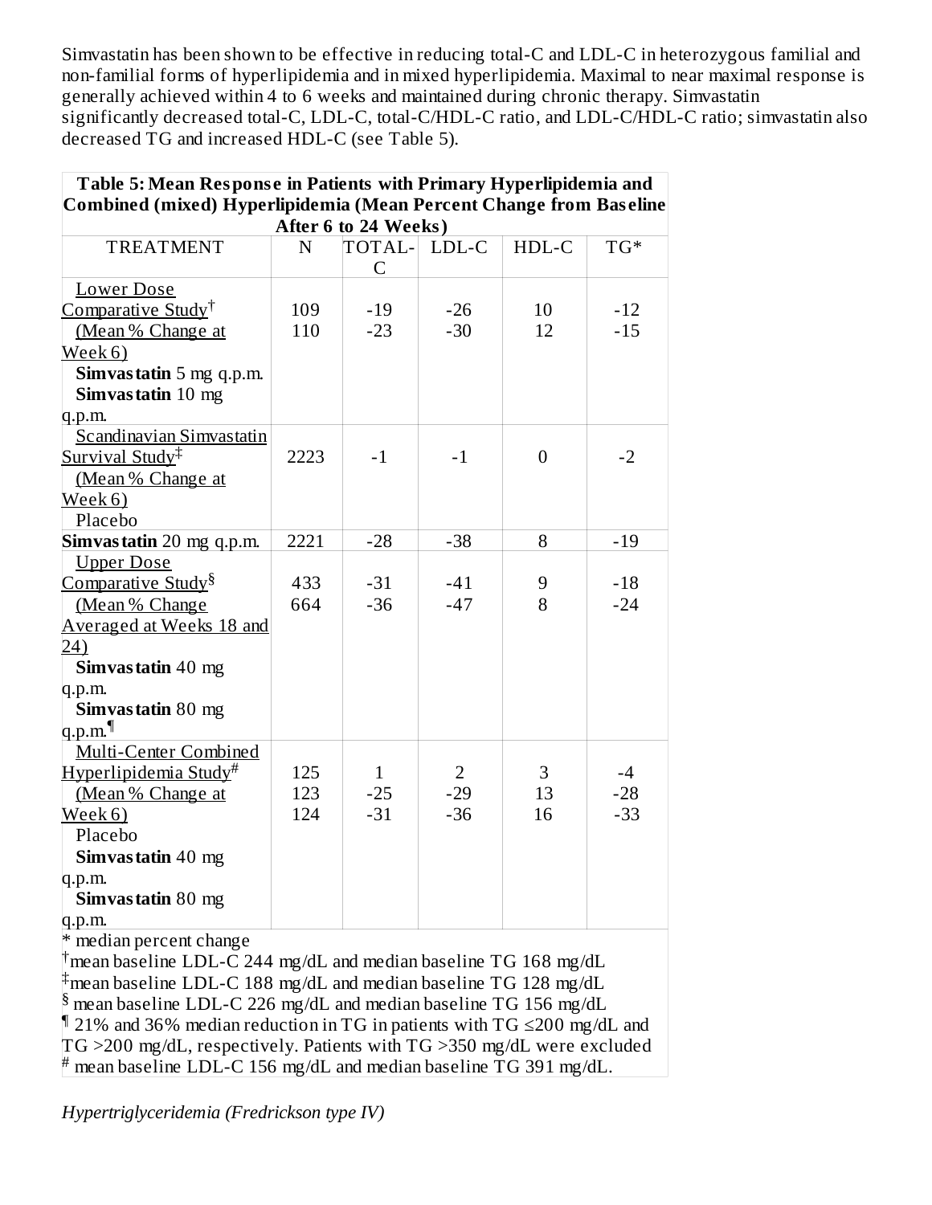Simvastatin has been shown to be effective in reducing total-C and LDL-C in heterozygous familial and non-familial forms of hyperlipidemia and in mixed hyperlipidemia. Maximal to near maximal response is generally achieved within 4 to 6 weeks and maintained during chronic therapy. Simvastatin significantly decreased total-C, LDL-C, total-C/HDL-C ratio, and LDL-C/HDL-C ratio; simvastatin also decreased TG and increased HDL-C (see Table 5).

**Table 5: Mean Response in Patients with Primary Hyperlipidemia and Combined (mixed) Hyperlipidemia (Mean Percent Change from Baseline After 6 to 24 Weeks)**

| TREATMENT | N | TOTAL-C | LDL-C | HDL-C | TG* |
|---|---|---|---|---|---|
| Lower Dose Comparative Study[†] (Mean % Change at Week 6) | | | | | |
| **Simvastatin** 5 mg q.p.m. | 109 | -19 | -26 | 10 | -12 |
| **Simvastatin** 10 mg q.p.m. | 110 | -23 | -30 | 12 | -15 |
| Scandinavian Simvastatin Survival Study[‡] (Mean % Change at Week 6) | | | | | |
| Placebo | 2223 | -1 | -1 | 0 | -2 |
| **Simvastatin** 20 mg q.p.m. | 2221 | -28 | -38 | 8 | -19 |
| Upper Dose Comparative Study[§] (Mean % Change Averaged at Weeks 18 and 24) | | | | | |
| **Simvastatin** 40 mg q.p.m. | 433 | -31 | -41 | 9 | -18 |
| **Simvastatin** 80 mg q.p.m.[¶] | 664 | -36 | -47 | 8 | -24 |
| Multi-Center Combined Hyperlipidemia Study[#] (Mean % Change at Week 6) | | | | | |
| Placebo | 125 | 1 | 2 | 3 | -4 |
| **Simvastatin** 40 mg q.p.m. | 123 | -25 | -29 | 13 | -28 |
| **Simvastatin** 80 mg q.p.m. | 124 | -31 | -36 | 16 | -33 |

\* median percent change
[†] mean baseline LDL-C 244 mg/dL and median baseline TG 168 mg/dL
[‡] mean baseline LDL-C 188 mg/dL and median baseline TG 128 mg/dL
[§] mean baseline LDL-C 226 mg/dL and median baseline TG 156 mg/dL
[¶] 21% and 36% median reduction in TG in patients with TG ≤200 mg/dL and TG >200 mg/dL, respectively. Patients with TG >350 mg/dL were excluded
[#] mean baseline LDL-C 156 mg/dL and median baseline TG 391 mg/dL.

*Hypertriglyceridemia (Fredrickson type IV)*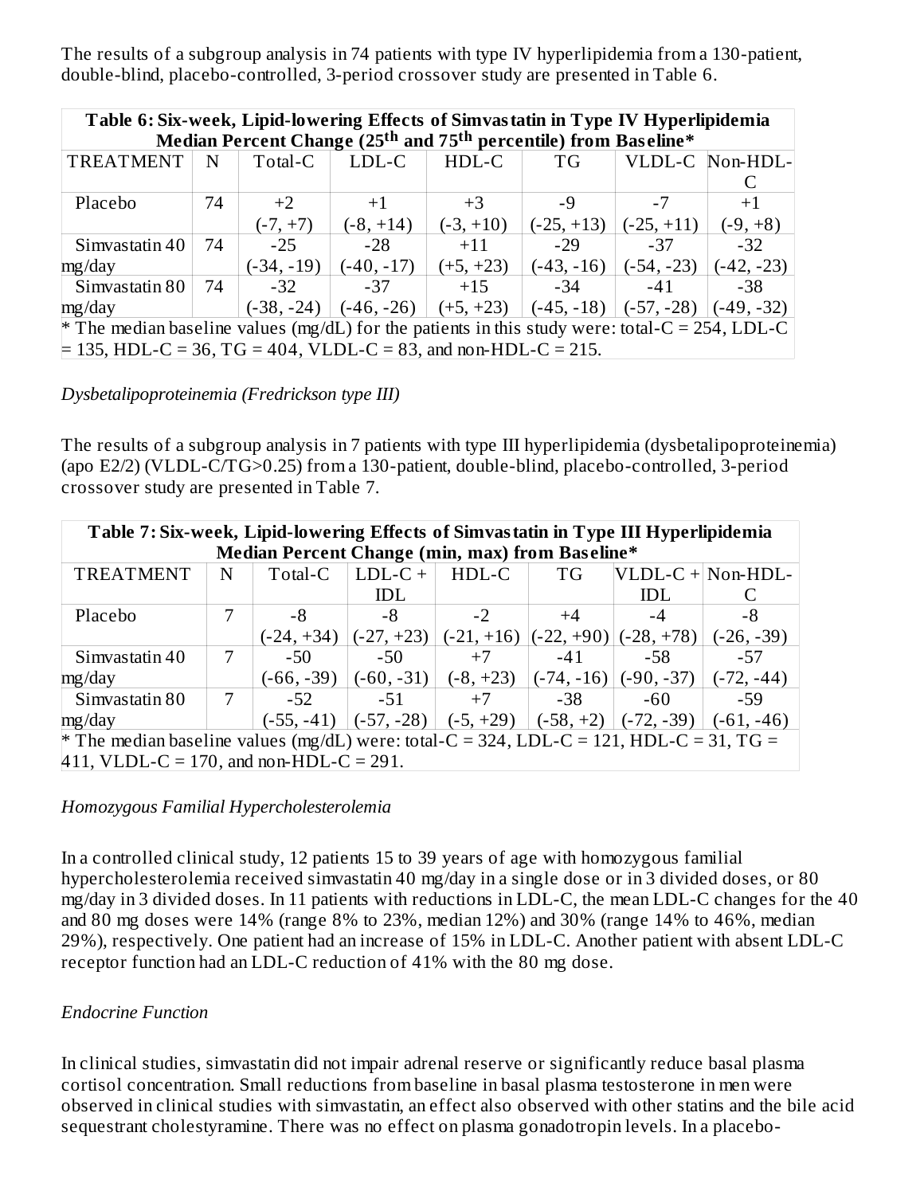The results of a subgroup analysis in 74 patients with type IV hyperlipidemia from a 130-patient, double-blind, placebo-controlled, 3-period crossover study are presented in Table 6.

| **Table 6: Six-week, Lipid-lowering Effects of Simvastatin in Type IV Hyperlipidemia Median Percent Change (25$^{th}$ and 75$^{th}$ percentile) from Baseline*** | | | | | | | |
|---|---|---|---|---|---|---|---|
| TREATMENT | N | Total-C | LDL-C | HDL-C | TG | VLDL-C | Non-HDL-C |
| Placebo | 74 | +2 (-7, +7) | +1 (-8, +14) | +3 (-3, +10) | -9 (-25, +13) | -7 (-25, +11) | +1 (-9, +8) |
| Simvastatin 40 mg/day | 74 | -25 (-34, -19) | -28 (-40, -17) | +11 (+5, +23) | -29 (-43, -16) | -37 (-54, -23) | -32 (-42, -23) |
| Simvastatin 80 mg/day | 74 | -32 (-38, -24) | -37 (-46, -26) | +15 (+5, +23) | -34 (-45, -18) | -41 (-57, -28) | -38 (-49, -32) |
| * The median baseline values (mg/dL) for the patients in this study were: total-C = 254, LDL-C = 135, HDL-C = 36, TG = 404, VLDL-C = 83, and non-HDL-C = 215. | | | | | | | |

*Dysbetalipoproteinemia (Fredrickson type III)*

The results of a subgroup analysis in 7 patients with type III hyperlipidemia (dysbetalipoproteinemia) (apo E2/2) (VLDL-C/TG>0.25) from a 130-patient, double-blind, placebo-controlled, 3-period crossover study are presented in Table 7.

| **Table 7: Six-week, Lipid-lowering Effects of Simvastatin in Type III Hyperlipidemia Median Percent Change (min, max) from Baseline*** | | | | | | | |
|---|---|---|---|---|---|---|---|
| TREATMENT | N | Total-C | LDL-C + IDL | HDL-C | TG | VLDL-C + IDL | Non-HDL-C |
| Placebo | 7 | -8 (-24, +34) | -8 (-27, +23) | -2 (-21, +16) | +4 (-22, +90) | -4 (-28, +78) | -8 (-26, -39) |
| Simvastatin 40 mg/day | 7 | -50 (-66, -39) | -50 (-60, -31) | +7 (-8, +23) | -41 (-74, -16) | -58 (-90, -37) | -57 (-72, -44) |
| Simvastatin 80 mg/day | 7 | -52 (-55, -41) | -51 (-57, -28) | +7 (-5, +29) | -38 (-58, +2) | -60 (-72, -39) | -59 (-61, -46) |
| * The median baseline values (mg/dL) were: total-C = 324, LDL-C = 121, HDL-C = 31, TG = 411, VLDL-C = 170, and non-HDL-C = 291. | | | | | | | |

*Homozygous Familial Hypercholesterolemia*

In a controlled clinical study, 12 patients 15 to 39 years of age with homozygous familial hypercholesterolemia received simvastatin 40 mg/day in a single dose or in 3 divided doses, or 80 mg/day in 3 divided doses. In 11 patients with reductions in LDL-C, the mean LDL-C changes for the 40 and 80 mg doses were 14% (range 8% to 23%, median 12%) and 30% (range 14% to 46%, median 29%), respectively. One patient had an increase of 15% in LDL-C. Another patient with absent LDL-C receptor function had an LDL-C reduction of 41% with the 80 mg dose.

*Endocrine Function*

In clinical studies, simvastatin did not impair adrenal reserve or significantly reduce basal plasma cortisol concentration. Small reductions from baseline in basal plasma testosterone in men were observed in clinical studies with simvastatin, an effect also observed with other statins and the bile acid sequestrant cholestyramine. There was no effect on plasma gonadotropin levels. In a placebo-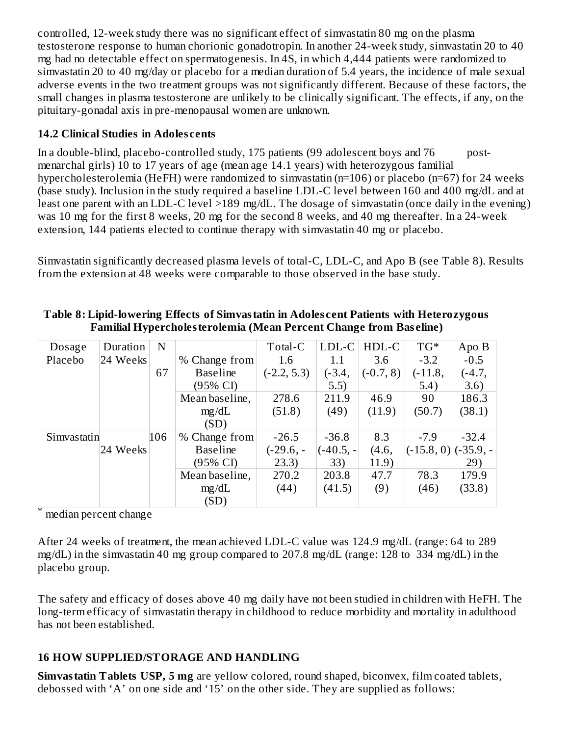controlled, 12-week study there was no significant effect of simvastatin 80 mg on the plasma testosterone response to human chorionic gonadotropin. In another 24-week study, simvastatin 20 to 40 mg had no detectable effect on spermatogenesis. In 4S, in which 4,444 patients were randomized to simvastatin 20 to 40 mg/day or placebo for a median duration of 5.4 years, the incidence of male sexual adverse events in the two treatment groups was not significantly different. Because of these factors, the small changes in plasma testosterone are unlikely to be clinically significant. The effects, if any, on the pituitary-gonadal axis in pre-menopausal women are unknown.

### 14.2 Clinical Studies in Adolescents

In a double-blind, placebo-controlled study, 175 patients (99 adolescent boys and 76 post-menarchal girls) 10 to 17 years of age (mean age 14.1 years) with heterozygous familial hypercholesterolemia (HeFH) were randomized to simvastatin (n=106) or placebo (n=67) for 24 weeks (base study). Inclusion in the study required a baseline LDL-C level between 160 and 400 mg/dL and at least one parent with an LDL-C level >189 mg/dL. The dosage of simvastatin (once daily in the evening) was 10 mg for the first 8 weeks, 20 mg for the second 8 weeks, and 40 mg thereafter. In a 24-week extension, 144 patients elected to continue therapy with simvastatin 40 mg or placebo.

Simvastatin significantly decreased plasma levels of total-C, LDL-C, and Apo B (see Table 8). Results from the extension at 48 weeks were comparable to those observed in the base study.

**Table 8: Lipid-lowering Effects of Simvastatin in Adolescent Patients with Heterozygous Familial Hypercholesterolemia (Mean Percent Change from Baseline)**

| Dosage | Duration | N | | Total-C | LDL-C | HDL-C | TG* | Apo B |
|---|---|---|---|---|---|---|---|---|
| Placebo | 24 Weeks | 67 | % Change from Baseline (95% CI) | 1.6 (-2.2, 5.3) | 1.1 (-3.4, 5.5) | 3.6 (-0.7, 8) | -3.2 (-11.8, 5.4) | -0.5 (-4.7, 3.6) |
| | | | Mean baseline, mg/dL (SD) | 278.6 (51.8) | 211.9 (49) | 46.9 (11.9) | 90 (50.7) | 186.3 (38.1) |
| Simvastatin | 24 Weeks | 106 | % Change from Baseline (95% CI) | -26.5 (-29.6, -23.3) | -36.8 (-40.5, -33) | 8.3 (4.6, 11.9) | -7.9 (-15.8, 0) | -32.4 (-35.9, -29) |
| | | | Mean baseline, mg/dL (SD) | 270.2 (44) | 203.8 (41.5) | 47.7 (9) | 78.3 (46) | 179.9 (33.8) |

\* median percent change

After 24 weeks of treatment, the mean achieved LDL-C value was 124.9 mg/dL (range: 64 to 289 mg/dL) in the simvastatin 40 mg group compared to 207.8 mg/dL (range: 128 to 334 mg/dL) in the placebo group.

The safety and efficacy of doses above 40 mg daily have not been studied in children with HeFH. The long-term efficacy of simvastatin therapy in childhood to reduce morbidity and mortality in adulthood has not been established.

## 16 HOW SUPPLIED/STORAGE AND HANDLING

**Simvastatin Tablets USP, 5 mg** are yellow colored, round shaped, biconvex, film coated tablets, debossed with 'A' on one side and '15' on the other side. They are supplied as follows: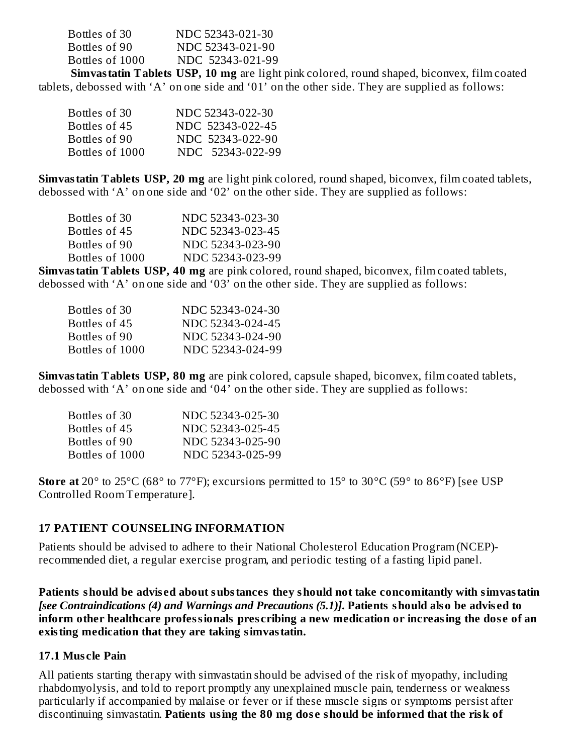| | |
|---|---|
| Bottles of 30 | NDC 52343-021-30 |
| Bottles of 90 | NDC 52343-021-90 |
| Bottles of 1000 | NDC 52343-021-99 |

**Simvastatin Tablets USP, 10 mg** are light pink colored, round shaped, biconvex, film coated tablets, debossed with 'A' on one side and '01' on the other side. They are supplied as follows:

| | |
|---|---|
| Bottles of 30 | NDC 52343-022-30 |
| Bottles of 45 | NDC 52343-022-45 |
| Bottles of 90 | NDC 52343-022-90 |
| Bottles of 1000 | NDC 52343-022-99 |

**Simvastatin Tablets USP, 20 mg** are light pink colored, round shaped, biconvex, film coated tablets, debossed with 'A' on one side and '02' on the other side. They are supplied as follows:

| | |
|---|---|
| Bottles of 30 | NDC 52343-023-30 |
| Bottles of 45 | NDC 52343-023-45 |
| Bottles of 90 | NDC 52343-023-90 |
| Bottles of 1000 | NDC 52343-023-99 |

**Simvastatin Tablets USP, 40 mg** are pink colored, round shaped, biconvex, film coated tablets, debossed with 'A' on one side and '03' on the other side. They are supplied as follows:

| | |
|---|---|
| Bottles of 30 | NDC 52343-024-30 |
| Bottles of 45 | NDC 52343-024-45 |
| Bottles of 90 | NDC 52343-024-90 |
| Bottles of 1000 | NDC 52343-024-99 |

**Simvastatin Tablets USP, 80 mg** are pink colored, capsule shaped, biconvex, film coated tablets, debossed with 'A' on one side and '04' on the other side. They are supplied as follows:

| | |
|---|---|
| Bottles of 30 | NDC 52343-025-30 |
| Bottles of 45 | NDC 52343-025-45 |
| Bottles of 90 | NDC 52343-025-90 |
| Bottles of 1000 | NDC 52343-025-99 |

**Store at** 20° to 25°C (68° to 77°F); excursions permitted to 15° to 30°C (59° to 86°F) [see USP Controlled Room Temperature].

## 17 PATIENT COUNSELING INFORMATION

Patients should be advised to adhere to their National Cholesterol Education Program (NCEP)-recommended diet, a regular exercise program, and periodic testing of a fasting lipid panel.

**Patients should be advised about substances they should not take concomitantly with simvastatin *[see Contraindications (4) and Warnings and Precautions (5.1)]*. Patients should also be advised to inform other healthcare professionals prescribing a new medication or increasing the dose of an existing medication that they are taking simvastatin.**

### 17.1 Muscle Pain

All patients starting therapy with simvastatin should be advised of the risk of myopathy, including rhabdomyolysis, and told to report promptly any unexplained muscle pain, tenderness or weakness particularly if accompanied by malaise or fever or if these muscle signs or symptoms persist after discontinuing simvastatin. **Patients using the 80 mg dose should be informed that the risk of**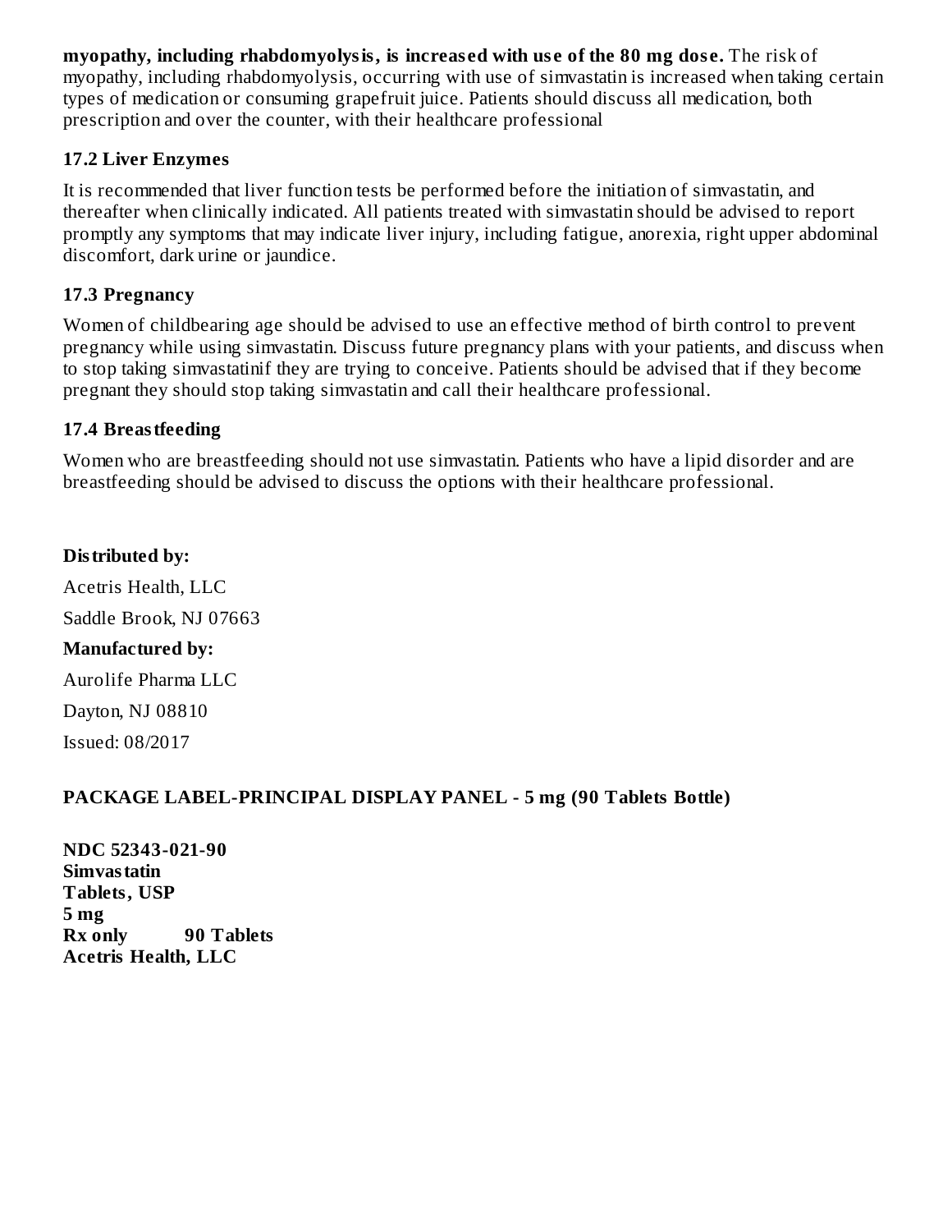**myopathy, including rhabdomyolysis, is increased with use of the 80 mg dose.** The risk of myopathy, including rhabdomyolysis, occurring with use of simvastatin is increased when taking certain types of medication or consuming grapefruit juice. Patients should discuss all medication, both prescription and over the counter, with their healthcare professional

### 17.2 Liver Enzymes

It is recommended that liver function tests be performed before the initiation of simvastatin, and thereafter when clinically indicated. All patients treated with simvastatin should be advised to report promptly any symptoms that may indicate liver injury, including fatigue, anorexia, right upper abdominal discomfort, dark urine or jaundice.

### 17.3 Pregnancy

Women of childbearing age should be advised to use an effective method of birth control to prevent pregnancy while using simvastatin. Discuss future pregnancy plans with your patients, and discuss when to stop taking simvastatinif they are trying to conceive. Patients should be advised that if they become pregnant they should stop taking simvastatin and call their healthcare professional.

### 17.4 Breastfeeding

Women who are breastfeeding should not use simvastatin. Patients who have a lipid disorder and are breastfeeding should be advised to discuss the options with their healthcare professional.

**Distributed by:**

Acetris Health, LLC

Saddle Brook, NJ 07663

**Manufactured by:**

Aurolife Pharma LLC

Dayton, NJ 08810

Issued: 08/2017

### PACKAGE LABEL-PRINCIPAL DISPLAY PANEL - 5 mg (90 Tablets Bottle)

**NDC 52343-021-90**
**Simvastatin**
**Tablets, USP**
**5 mg**
**Rx only 90 Tablets**
**Acetris Health, LLC**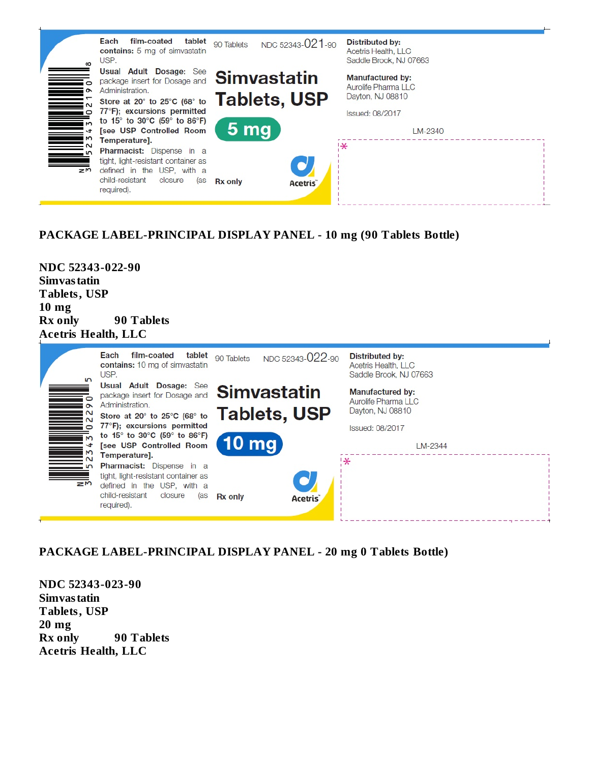Each film-coated tablet contains: 5 mg of simvastatin USP.

Usual Adult Dosage: See package insert for Dosage and Administration.

Store at 20° to 25°C (68° to 77°F); excursions permitted to 15° to 30°C (59° to 86°F) [see USP Controlled Room Temperature].

Pharmacist: Dispense in a tight, light-resistant container as defined in the USP, with a child-resistant closure (as required).

90 Tablets NDC 52343-021-90

Simvastatin Tablets, USP

5 mg

Rx only

Acetris

Distributed by:
Acetris Health, LLC
Saddle Brook, NJ 07663

Manufactured by:
Aurolife Pharma LLC
Dayton, NJ 08810

Issued: 08/2017

LM-2340

N 3 52343 02190 8

**PACKAGE LABEL-PRINCIPAL DISPLAY PANEL - 10 mg (90 Tablets Bottle)**

**NDC 52343-022-90**
**Simvastatin**
**Tablets, USP**
**10 mg**
**Rx only 90 Tablets**
**Acetris Health, LLC**

Each film-coated tablet contains: 10 mg of simvastatin USP.

Usual Adult Dosage: See package insert for Dosage and Administration.

Store at 20° to 25°C (68° to 77°F); excursions permitted to 15° to 30°C (59° to 86°F) [see USP Controlled Room Temperature].

Pharmacist: Dispense in a tight, light-resistant container as defined in the USP, with a child-resistant closure (as required).

90 Tablets NDC 52343-022-90

Simvastatin Tablets, USP

10 mg

Rx only

Acetris

Distributed by:
Acetris Health, LLC
Saddle Brook, NJ 07663

Manufactured by:
Aurolife Pharma LLC
Dayton, NJ 08810

Issued: 08/2017

LM-2344

N 3 52343 02290 5

**PACKAGE LABEL-PRINCIPAL DISPLAY PANEL - 20 mg 0 Tablets Bottle)**

**NDC 52343-023-90**
**Simvastatin**
**Tablets, USP**
**20 mg**
**Rx only 90 Tablets**
**Acetris Health, LLC**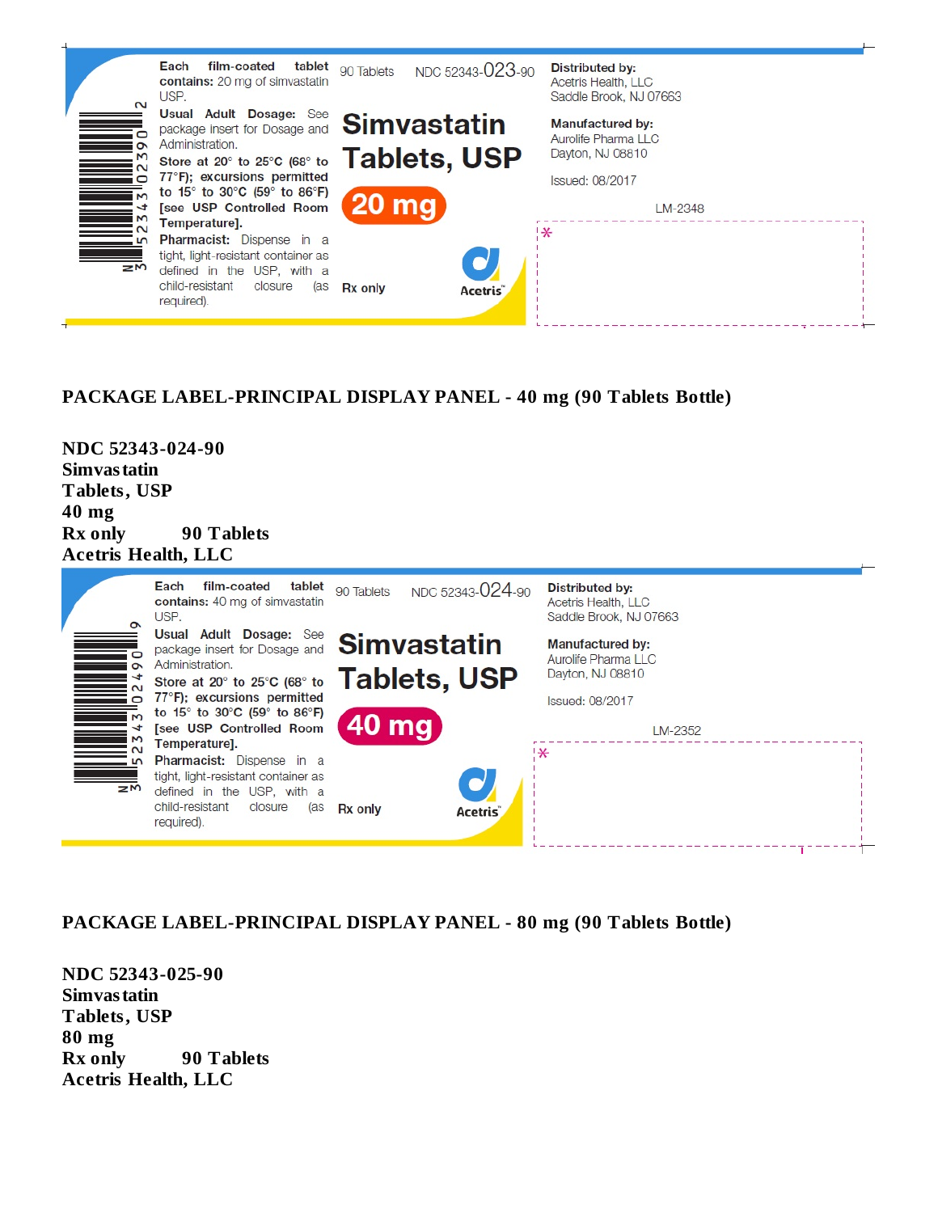Each film-coated tablet contains: 20 mg of simvastatin USP.

Usual Adult Dosage: See package insert for Dosage and Administration.

Store at 20° to 25°C (68° to 77°F); excursions permitted to 15° to 30°C (59° to 86°F) [see USP Controlled Room Temperature].

Pharmacist: Dispense in a tight, light-resistant container as defined in the USP, with a child-resistant closure (as required).

90 Tablets NDC 52343-023-90

Simvastatin Tablets, USP

20 mg

Rx only

Acetris

Distributed by:
Acetris Health, LLC
Saddle Brook, NJ 07663

Manufactured by:
Aurolife Pharma LLC
Dayton, NJ 08810

Issued: 08/2017

LM-2348

N 3 52343 02390 2

**PACKAGE LABEL-PRINCIPAL DISPLAY PANEL - 40 mg (90 Tablets Bottle)**

**NDC 52343-024-90**
**Simvastatin**
**Tablets, USP**
**40 mg**
**Rx only 90 Tablets**
**Acetris Health, LLC**

Each film-coated tablet contains: 40 mg of simvastatin USP.

Usual Adult Dosage: See package insert for Dosage and Administration.

Store at 20° to 25°C (68° to 77°F); excursions permitted to 15° to 30°C (59° to 86°F) [see USP Controlled Room Temperature].

Pharmacist: Dispense in a tight, light-resistant container as defined in the USP, with a child-resistant closure (as required).

90 Tablets NDC 52343-024-90

Simvastatin Tablets, USP

40 mg

Rx only

Acetris

Distributed by:
Acetris Health, LLC
Saddle Brook, NJ 07663

Manufactured by:
Aurolife Pharma LLC
Dayton, NJ 08810

Issued: 08/2017

LM-2352

N 3 52343 02490 9

**PACKAGE LABEL-PRINCIPAL DISPLAY PANEL - 80 mg (90 Tablets Bottle)**

**NDC 52343-025-90**
**Simvastatin**
**Tablets, USP**
**80 mg**
**Rx only 90 Tablets**
**Acetris Health, LLC**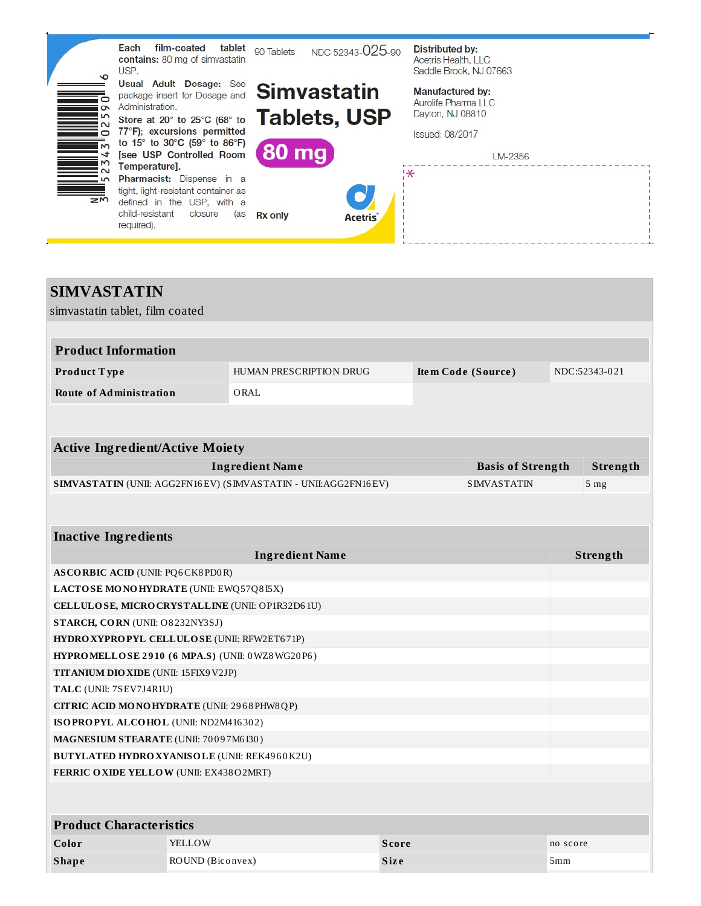Each film-coated tablet contains: 80 mg of simvastatin USP.

Usual Adult Dosage: See package insert for Dosage and Administration.

Store at 20° to 25°C (68° to 77°F); excursions permitted to 15° to 30°C (59° to 86°F) [see USP Controlled Room Temperature].

Pharmacist: Dispense in a tight, light-resistant container as defined in the USP, with a child-resistant closure (as required).

N 3 52343 02590 6

90 Tablets NDC 52343-025-90

**Simvastatin Tablets, USP**

**80 mg**

Rx only

Acetris

**Distributed by:**
Acetris Health, LLC
Saddle Brook, NJ 07663

**Manufactured by:**
Aurolife Pharma LLC
Dayton, NJ 08810

Issued: 08/2017

LM-2356

# SIMVASTATIN

simvastatin tablet, film coated

## Product Information

| | | | |
|---|---|---|---|
| **Product Type** | HUMAN PRESCRIPTION DRUG | **Item Code (Source)** | NDC:52343-021 |
| **Route of Administration** | ORAL | | |

## Active Ingredient/Active Moiety

| Ingredient Name | Basis of Strength | Strength |
|---|---|---|
| **SIMVASTATIN** (UNII: AGG2FN16EV) (SIMVASTATIN - UNII:AGG2FN16EV) | SIMVASTATIN | 5 mg |

## Inactive Ingredients

| Ingredient Name | Strength |
|---|---|
| **ASCORBIC ACID** (UNII: PQ6CK8PD0R) | |
| **LACTOSE MONOHYDRATE** (UNII: EWQ57Q8I5X) | |
| **CELLULOSE, MICROCRYSTALLINE** (UNII: OP1R32D61U) | |
| **STARCH, CORN** (UNII: O8232NY3SJ) | |
| **HYDROXYPROPYL CELLULOSE** (UNII: RFW2ET671P) | |
| **HYPROMELLOSE 2910 (6 MPA.S)** (UNII: 0WZ8WG20P6) | |
| **TITANIUM DIOXIDE** (UNII: 15FIX9V2JP) | |
| **TALC** (UNII: 7SEV7J4R1U) | |
| **CITRIC ACID MONOHYDRATE** (UNII: 2968PHW8QP) | |
| **ISOPROPYL ALCOHOL** (UNII: ND2M416302) | |
| **MAGNESIUM STEARATE** (UNII: 70097M6I30) | |
| **BUTYLATED HYDROXYANISOLE** (UNII: REK4960K2U) | |
| **FERRIC OXIDE YELLOW** (UNII: EX438O2MRT) | |

## Product Characteristics

| | | | |
|---|---|---|---|
| **Color** | YELLOW | **Score** | no score |
| **Shape** | ROUND (Biconvex) | **Size** | 5mm |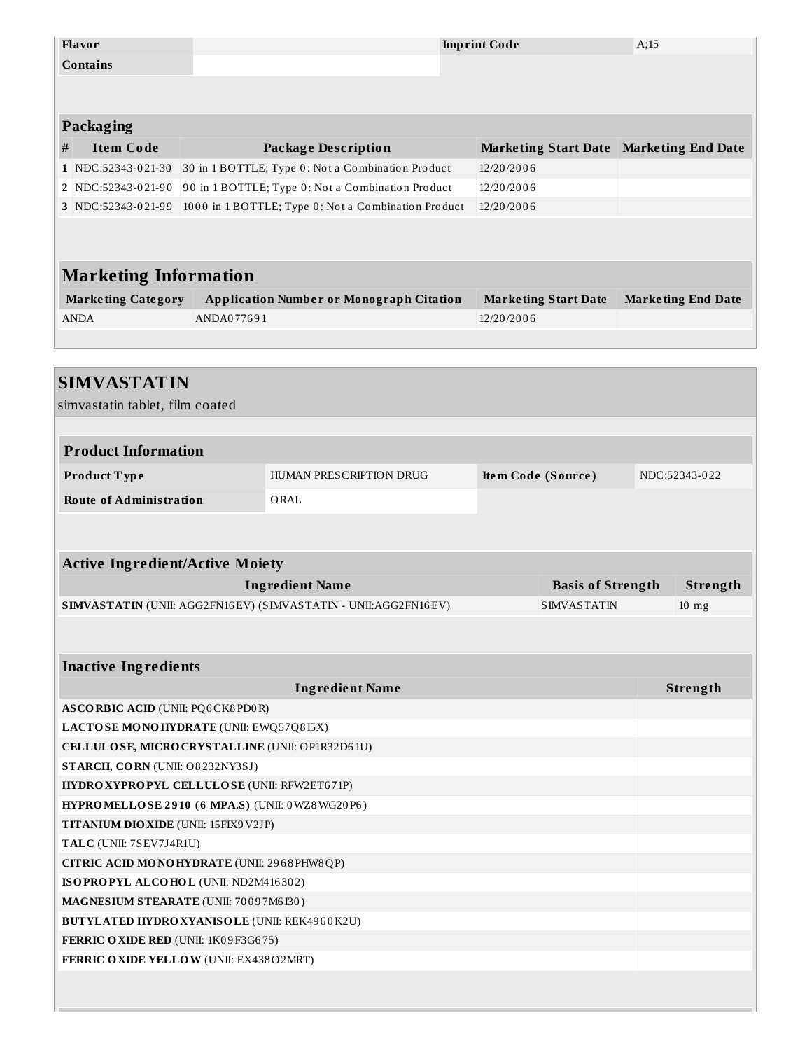| Flavor | | Imprint Code | A;15 |
| --- | --- | --- | --- |
| Contains | | | |

### Packaging

| # | Item Code | Package Description | Marketing Start Date | Marketing End Date |
| --- | --- | --- | --- | --- |
| 1 | NDC:52343-021-30 | 30 in 1 BOTTLE; Type 0: Not a Combination Product | 12/20/2006 | |
| 2 | NDC:52343-021-90 | 90 in 1 BOTTLE; Type 0: Not a Combination Product | 12/20/2006 | |
| 3 | NDC:52343-021-99 | 1000 in 1 BOTTLE; Type 0: Not a Combination Product | 12/20/2006 | |

## Marketing Information

| Marketing Category | Application Number or Monograph Citation | Marketing Start Date | Marketing End Date |
| --- | --- | --- | --- |
| ANDA | ANDA077691 | 12/20/2006 | |

# SIMVASTATIN

simvastatin tablet, film coated

### Product Information

| Product Type | HUMAN PRESCRIPTION DRUG | Item Code (Source) | NDC:52343-022 |
| --- | --- | --- | --- |
| Route of Administration | ORAL | | |

### Active Ingredient/Active Moiety

| Ingredient Name | Basis of Strength | Strength |
| --- | --- | --- |
| **SIMVASTATIN** (UNII: AGG2FN16EV) (SIMVASTATIN - UNII:AGG2FN16EV) | SIMVASTATIN | 10 mg |

### Inactive Ingredients

| Ingredient Name | Strength |
| --- | --- |
| **ASCORBIC ACID** (UNII: PQ6CK8PD0R) | |
| **LACTOSE MONOHYDRATE** (UNII: EWQ57Q8I5X) | |
| **CELLULOSE, MICROCRYSTALLINE** (UNII: OP1R32D61U) | |
| **STARCH, CORN** (UNII: O8232NY3SJ) | |
| **HYDROXYPROPYL CELLULOSE** (UNII: RFW2ET671P) | |
| **HYPROMELLOSE 2910 (6 MPA.S)** (UNII: 0WZ8WG20P6) | |
| **TITANIUM DIOXIDE** (UNII: 15FIX9V2JP) | |
| **TALC** (UNII: 7SEV7J4R1U) | |
| **CITRIC ACID MONOHYDRATE** (UNII: 2968PHW8QP) | |
| **ISOPROPYL ALCOHOL** (UNII: ND2M416302) | |
| **MAGNESIUM STEARATE** (UNII: 70097M6I30) | |
| **BUTYLATED HYDROXYANISOLE** (UNII: REK4960K2U) | |
| **FERRIC OXIDE RED** (UNII: 1K09F3G675) | |
| **FERRIC OXIDE YELLOW** (UNII: EX438O2MRT) | |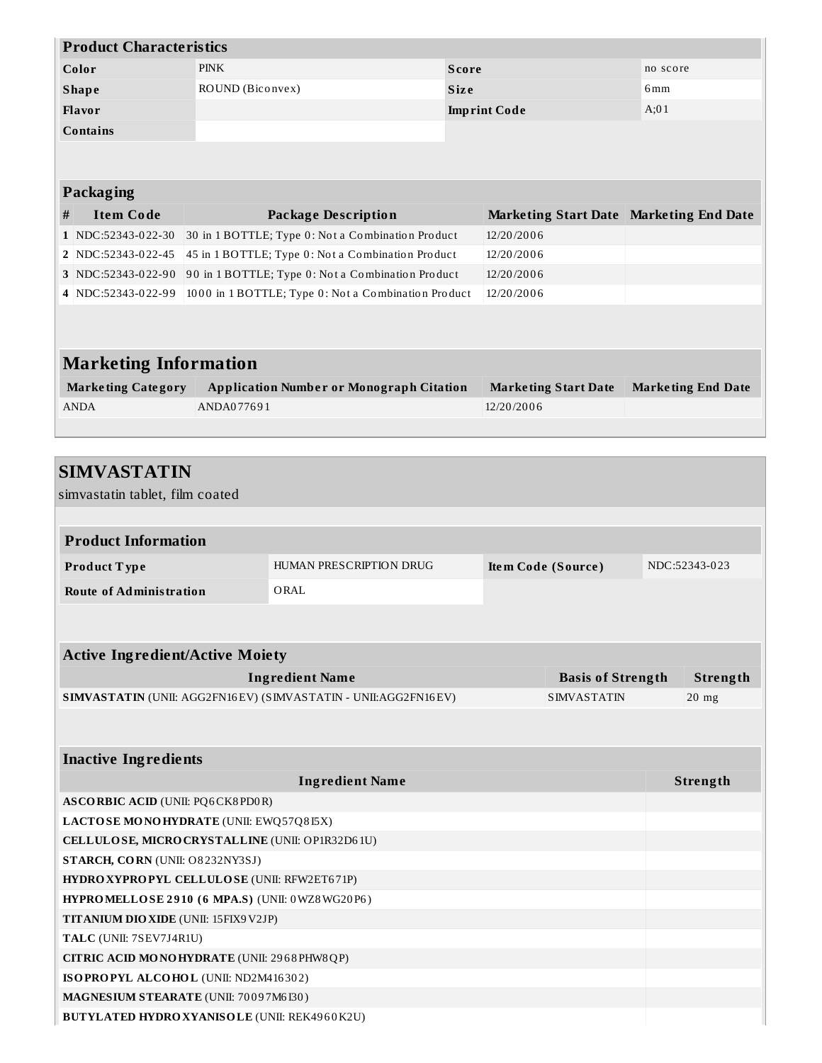| Product Characteristics | | | |
|---|---|---|---|
| **Color** | PINK | **Score** | no score |
| **Shape** | ROUND (Biconvex) | **Size** | 6mm |
| **Flavor** | | **Imprint Code** | A;01 |
| **Contains** | | | |

## Packaging

| # | Item Code | Package Description | Marketing Start Date | Marketing End Date |
|---|---|---|---|---|
| 1 | NDC:52343-022-30 | 30 in 1 BOTTLE; Type 0: Not a Combination Product | 12/20/2006 | |
| 2 | NDC:52343-022-45 | 45 in 1 BOTTLE; Type 0: Not a Combination Product | 12/20/2006 | |
| 3 | NDC:52343-022-90 | 90 in 1 BOTTLE; Type 0: Not a Combination Product | 12/20/2006 | |
| 4 | NDC:52343-022-99 | 1000 in 1 BOTTLE; Type 0: Not a Combination Product | 12/20/2006 | |

## Marketing Information

| Marketing Category | Application Number or Monograph Citation | Marketing Start Date | Marketing End Date |
|---|---|---|---|
| ANDA | ANDA077691 | 12/20/2006 | |

# SIMVASTATIN

simvastatin tablet, film coated

## Product Information

| | | | |
|---|---|---|---|
| **Product Type** | HUMAN PRESCRIPTION DRUG | **Item Code (Source)** | NDC:52343-023 |
| **Route of Administration** | ORAL | | |

## Active Ingredient/Active Moiety

| Ingredient Name | Basis of Strength | Strength |
|---|---|---|
| **SIMVASTATIN** (UNII: AGG2FN16EV) (SIMVASTATIN - UNII:AGG2FN16EV) | SIMVASTATIN | 20 mg |

## Inactive Ingredients

| Ingredient Name | Strength |
|---|---|
| **ASCORBIC ACID** (UNII: PQ6CK8PD0R) | |
| **LACTOSE MONOHYDRATE** (UNII: EWQ57Q8I5X) | |
| **CELLULOSE, MICROCRYSTALLINE** (UNII: OP1R32D61U) | |
| **STARCH, CORN** (UNII: O8232NY3SJ) | |
| **HYDROXYPROPYL CELLULOSE** (UNII: RFW2ET671P) | |
| **HYPROMELLOSE 2910 (6 MPA.S)** (UNII: 0WZ8WG20P6) | |
| **TITANIUM DIOXIDE** (UNII: 15FIX9V2JP) | |
| **TALC** (UNII: 7SEV7J4R1U) | |
| **CITRIC ACID MONOHYDRATE** (UNII: 2968PHW8QP) | |
| **ISOPROPYL ALCOHOL** (UNII: ND2M416302) | |
| **MAGNESIUM STEARATE** (UNII: 70097M6I30) | |
| **BUTYLATED HYDROXYANISOLE** (UNII: REK4960K2U) | |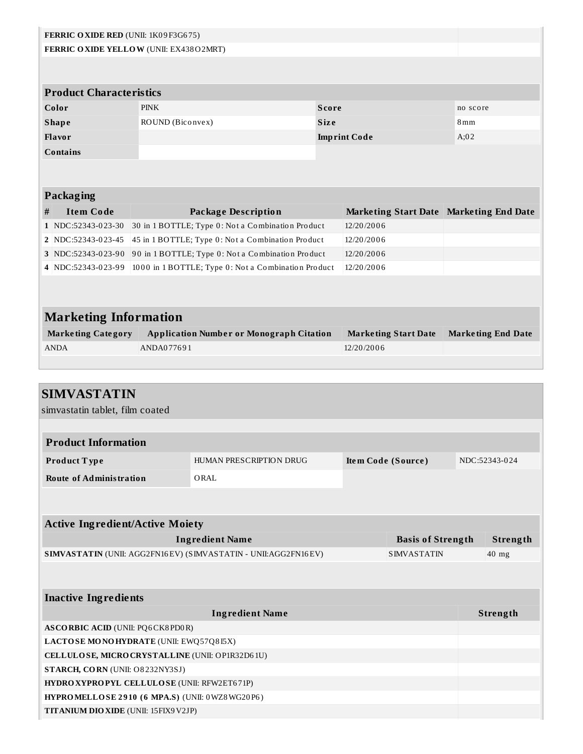| | |
|---|---|
| **FERRIC OXIDE RED** (UNII: 1K09F3G675) | |
| **FERRIC OXIDE YELLOW** (UNII: EX438O2MRT) | |

| Product Characteristics | | | |
|---|---|---|---|
| **Color** | PINK | **Score** | no score |
| **Shape** | ROUND (Biconvex) | **Size** | 8mm |
| **Flavor** | | **Imprint Code** | A;02 |
| **Contains** | | | |

| Packaging | | | | |
|---|---|---|---|---|
| **#** | **Item Code** | **Package Description** | **Marketing Start Date** | **Marketing End Date** |
| **1** | NDC:52343-023-30 | 30 in 1 BOTTLE; Type 0: Not a Combination Product | 12/20/2006 | |
| **2** | NDC:52343-023-45 | 45 in 1 BOTTLE; Type 0: Not a Combination Product | 12/20/2006 | |
| **3** | NDC:52343-023-90 | 90 in 1 BOTTLE; Type 0: Not a Combination Product | 12/20/2006 | |
| **4** | NDC:52343-023-99 | 1000 in 1 BOTTLE; Type 0: Not a Combination Product | 12/20/2006 | |

| Marketing Information | | | |
|---|---|---|---|
| **Marketing Category** | **Application Number or Monograph Citation** | **Marketing Start Date** | **Marketing End Date** |
| ANDA | ANDA077691 | 12/20/2006 | |

## SIMVASTATIN

simvastatin tablet, film coated

| Product Information | | | |
|---|---|---|---|
| **Product Type** | HUMAN PRESCRIPTION DRUG | **Item Code (Source)** | NDC:52343-024 |
| **Route of Administration** | ORAL | | |

| Active Ingredient/Active Moiety | | |
|---|---|---|
| **Ingredient Name** | **Basis of Strength** | **Strength** |
| **SIMVASTATIN** (UNII: AGG2FN16EV) (SIMVASTATIN - UNII:AGG2FN16EV) | SIMVASTATIN | 40 mg |

| Inactive Ingredients | |
|---|---|
| **Ingredient Name** | **Strength** |
| **ASCORBIC ACID** (UNII: PQ6CK8PD0R) | |
| **LACTOSE MONOHYDRATE** (UNII: EWQ57Q8I5X) | |
| **CELLULOSE, MICROCRYSTALLINE** (UNII: OP1R32D61U) | |
| **STARCH, CORN** (UNII: O8232NY3SJ) | |
| **HYDROXYPROPYL CELLULOSE** (UNII: RFW2ET671P) | |
| **HYPROMELLOSE 2910 (6 MPA.S)** (UNII: 0WZ8WG20P6) | |
| **TITANIUM DIOXIDE** (UNII: 15FIX9V2JP) | |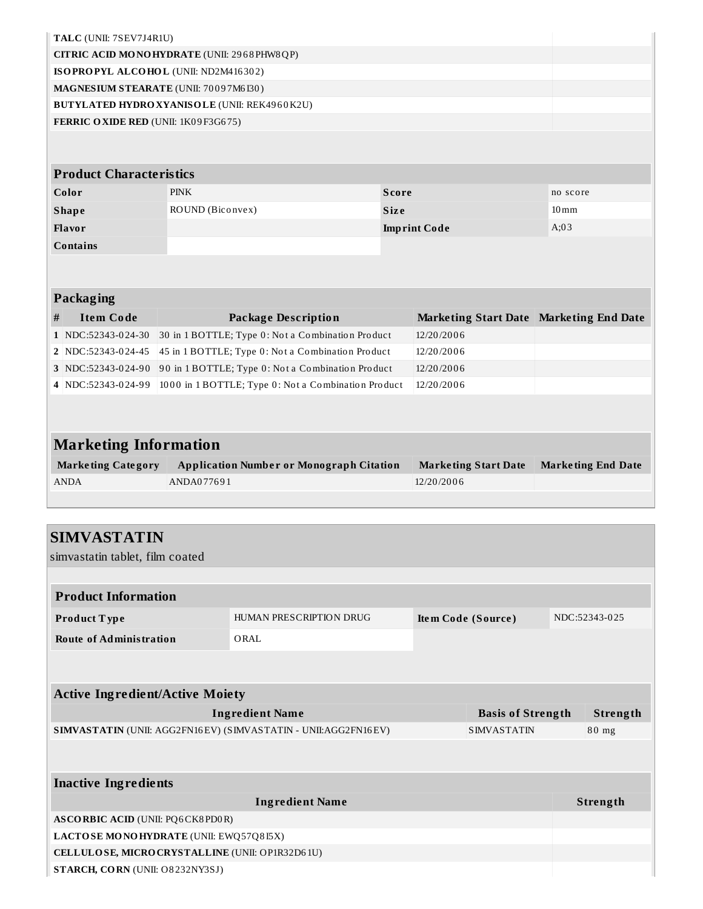| | |
|---|---|
| **TALC** (UNII: 7SEV7J4R1U) | |
| **CITRIC ACID MONOHYDRATE** (UNII: 2968PHW8QP) | |
| **ISOPROPYL ALCOHOL** (UNII: ND2M416302) | |
| **MAGNESIUM STEARATE** (UNII: 70097M6I30) | |
| **BUTYLATED HYDROXYANISOLE** (UNII: REK4960K2U) | |
| **FERRIC OXIDE RED** (UNII: 1K09F3G675) | |

| Product Characteristics | | | |
|---|---|---|---|
| **Color** | PINK | **Score** | no score |
| **Shape** | ROUND (Biconvex) | **Size** | 10mm |
| **Flavor** | | **Imprint Code** | A;03 |
| **Contains** | | | |

**Packaging**

| # | Item Code | Package Description | Marketing Start Date | Marketing End Date |
|---|---|---|---|---|
| 1 | NDC:52343-024-30 | 30 in 1 BOTTLE; Type 0: Not a Combination Product | 12/20/2006 | |
| 2 | NDC:52343-024-45 | 45 in 1 BOTTLE; Type 0: Not a Combination Product | 12/20/2006 | |
| 3 | NDC:52343-024-90 | 90 in 1 BOTTLE; Type 0: Not a Combination Product | 12/20/2006 | |
| 4 | NDC:52343-024-99 | 1000 in 1 BOTTLE; Type 0: Not a Combination Product | 12/20/2006 | |

**Marketing Information**

| Marketing Category | Application Number or Monograph Citation | Marketing Start Date | Marketing End Date |
|---|---|---|---|
| ANDA | ANDA077691 | 12/20/2006 | |

## SIMVASTATIN

simvastatin tablet, film coated

| Product Information | | | |
|---|---|---|---|
| **Product Type** | HUMAN PRESCRIPTION DRUG | **Item Code (Source)** | NDC:52343-025 |
| **Route of Administration** | ORAL | | |

**Active Ingredient/Active Moiety**

| Ingredient Name | Basis of Strength | Strength |
|---|---|---|
| **SIMVASTATIN** (UNII: AGG2FN16EV) (SIMVASTATIN - UNII:AGG2FN16EV) | SIMVASTATIN | 80 mg |

**Inactive Ingredients**

| Ingredient Name | Strength |
|---|---|
| **ASCORBIC ACID** (UNII: PQ6CK8PD0R) | |
| **LACTOSE MONOHYDRATE** (UNII: EWQ57Q8I5X) | |
| **CELLULOSE, MICROCRYSTALLINE** (UNII: OP1R32D61U) | |
| **STARCH, CORN** (UNII: O8232NY3SJ) | |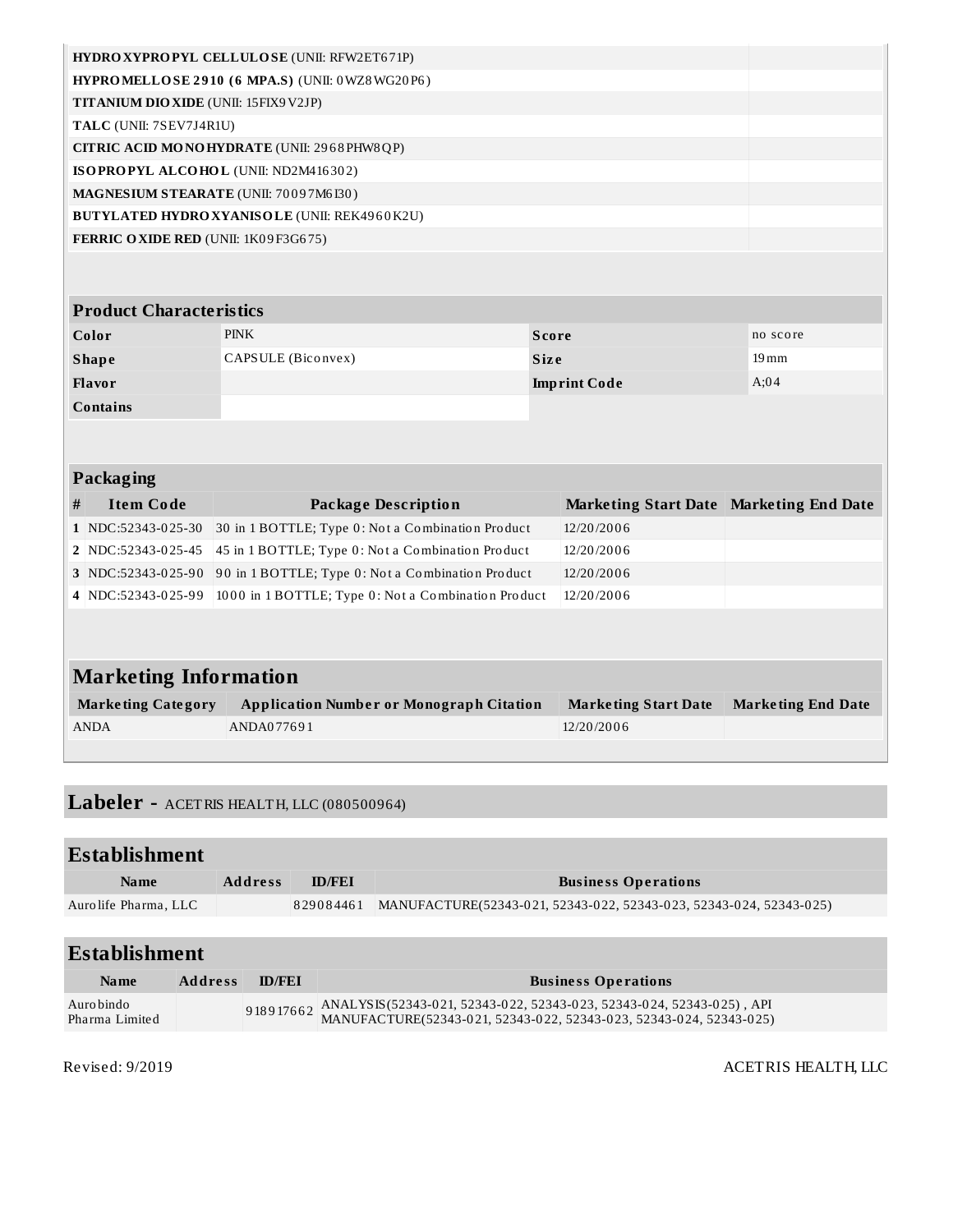| | |
|---|---|
| **HYDROXYPROPYL CELLULOSE** (UNII: RFW2ET671P) | |
| **HYPROMELLOSE 2910 (6 MPA.S)** (UNII: 0WZ8WG20P6) | |
| **TITANIUM DIOXIDE** (UNII: 15FIX9V2JP) | |
| **TALC** (UNII: 7SEV7J4R1U) | |
| **CITRIC ACID MONOHYDRATE** (UNII: 2968PHW8QP) | |
| **ISOPROPYL ALCOHOL** (UNII: ND2M416302) | |
| **MAGNESIUM STEARATE** (UNII: 70097M6I30) | |
| **BUTYLATED HYDROXYANISOLE** (UNII: REK4960K2U) | |
| **FERRIC OXIDE RED** (UNII: 1K09F3G675) | |

## Product Characteristics

| | | | |
|---|---|---|---|
| **Color** | PINK | **Score** | no score |
| **Shape** | CAPSULE (Biconvex) | **Size** | 19mm |
| **Flavor** | | **Imprint Code** | A;04 |
| **Contains** | | | |

## Packaging

| # | Item Code | Package Description | Marketing Start Date | Marketing End Date |
|---|---|---|---|---|
| 1 | NDC:52343-025-30 | 30 in 1 BOTTLE; Type 0: Not a Combination Product | 12/20/2006 | |
| 2 | NDC:52343-025-45 | 45 in 1 BOTTLE; Type 0: Not a Combination Product | 12/20/2006 | |
| 3 | NDC:52343-025-90 | 90 in 1 BOTTLE; Type 0: Not a Combination Product | 12/20/2006 | |
| 4 | NDC:52343-025-99 | 1000 in 1 BOTTLE; Type 0: Not a Combination Product | 12/20/2006 | |

## Marketing Information

| Marketing Category | Application Number or Monograph Citation | Marketing Start Date | Marketing End Date |
|---|---|---|---|
| ANDA | ANDA077691 | 12/20/2006 | |

## Labeler - ACETRIS HEALTH, LLC (080500964)

## Establishment

| Name | Address | ID/FEI | Business Operations |
|---|---|---|---|
| Aurolife Pharma, LLC | | 829084461 | MANUFACTURE(52343-021, 52343-022, 52343-023, 52343-024, 52343-025) |

## Establishment

| Name | Address | ID/FEI | Business Operations |
|---|---|---|---|
| Aurobindo Pharma Limited | | 918917662 | ANALYSIS(52343-021, 52343-022, 52343-023, 52343-024, 52343-025) , API MANUFACTURE(52343-021, 52343-022, 52343-023, 52343-024, 52343-025) |

Revised: 9/2019

ACETRIS HEALTH, LLC